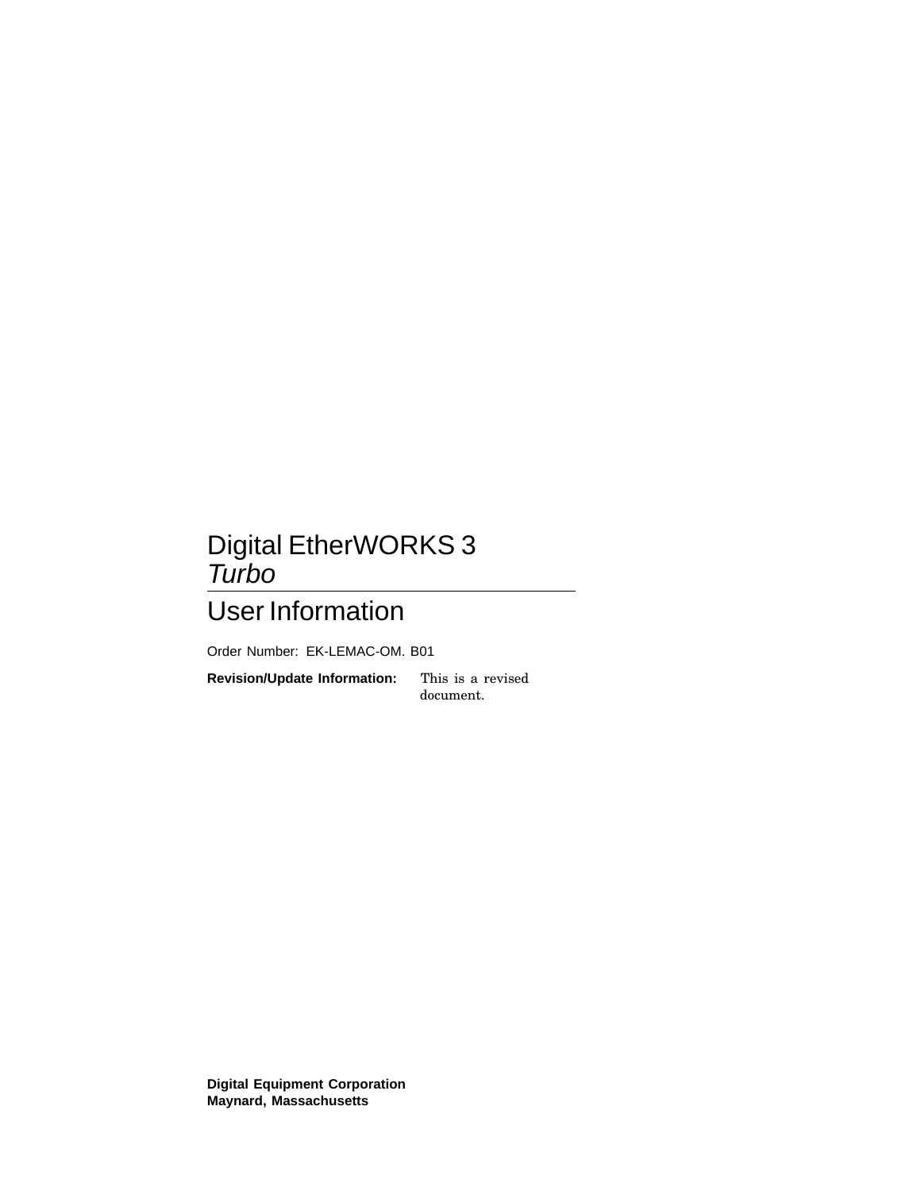# Digital EtherWORKS 3 *Turbo*

## User Information

Order Number: EK-LEMAC-OM. B01

**Revision/Update Information:** This is a revised document.

**Digital Equipment Corporation**
**Maynard, Massachusetts**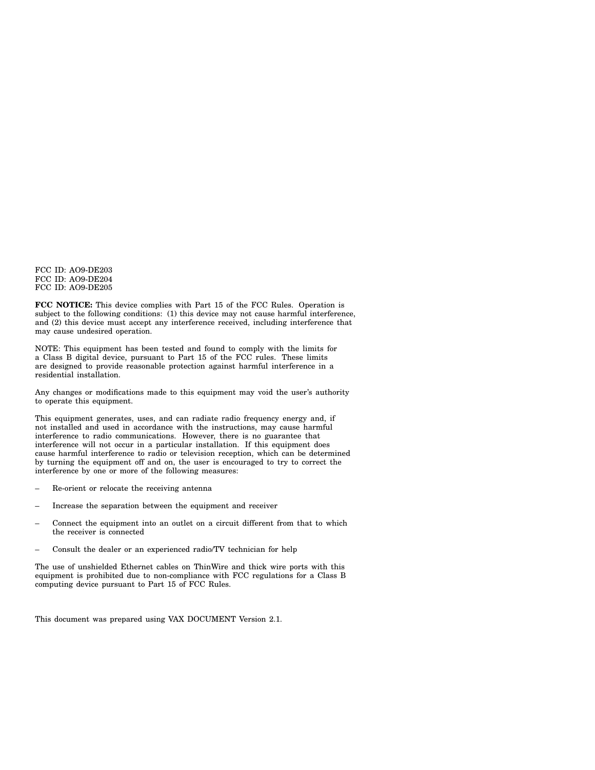FCC ID: AO9-DE203
FCC ID: AO9-DE204
FCC ID: AO9-DE205

**FCC NOTICE:** This device complies with Part 15 of the FCC Rules. Operation is subject to the following conditions: (1) this device may not cause harmful interference, and (2) this device must accept any interference received, including interference that may cause undesired operation.

NOTE: This equipment has been tested and found to comply with the limits for a Class B digital device, pursuant to Part 15 of the FCC rules. These limits are designed to provide reasonable protection against harmful interference in a residential installation.

Any changes or modifications made to this equipment may void the user's authority to operate this equipment.

This equipment generates, uses, and can radiate radio frequency energy and, if not installed and used in accordance with the instructions, may cause harmful interference to radio communications. However, there is no guarantee that interference will not occur in a particular installation. If this equipment does cause harmful interference to radio or television reception, which can be determined by turning the equipment off and on, the user is encouraged to try to correct the interference by one or more of the following measures:

- Re-orient or relocate the receiving antenna
- Increase the separation between the equipment and receiver
- Connect the equipment into an outlet on a circuit different from that to which the receiver is connected
- Consult the dealer or an experienced radio/TV technician for help

The use of unshielded Ethernet cables on ThinWire and thick wire ports with this equipment is prohibited due to non-compliance with FCC regulations for a Class B computing device pursuant to Part 15 of FCC Rules.

This document was prepared using VAX DOCUMENT Version 2.1.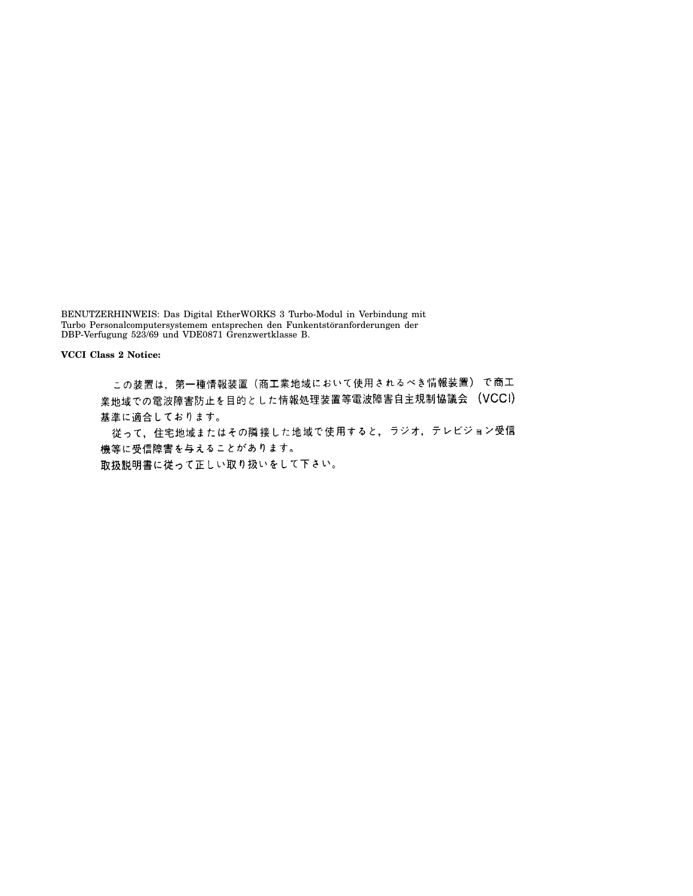BENUTZERHINWEIS: Das Digital EtherWORKS 3 Turbo-Modul in Verbindung mit Turbo Personalcomputersystemem entsprechen den Funkentstöranforderungen der DBP-Verfugung 523/69 und VDE0871 Grenzwertklasse B.

**VCCI Class 2 Notice:**

　この装置は，第一種情報装置（商工業地域において使用されるべき情報装置）で商工業地域での電波障害防止を目的とした情報処理装置等電波障害自主規制協議会（VCCI）基準に適合しております。

　従って，住宅地域またはその隣接した地域で使用すると，ラジオ，テレビジョン受信機等に受信障害を与えることがあります。

取扱説明書に従って正しい取り扱いをして下さい。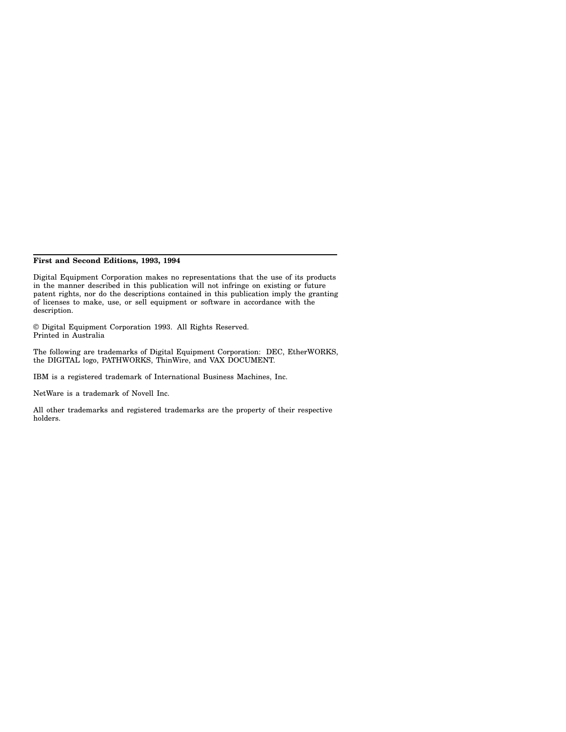**First and Second Editions, 1993, 1994**

Digital Equipment Corporation makes no representations that the use of its products in the manner described in this publication will not infringe on existing or future patent rights, nor do the descriptions contained in this publication imply the granting of licenses to make, use, or sell equipment or software in accordance with the description.

© Digital Equipment Corporation 1993. All Rights Reserved.
Printed in Australia

The following are trademarks of Digital Equipment Corporation: DEC, EtherWORKS, the DIGITAL logo, PATHWORKS, ThinWire, and VAX DOCUMENT.

IBM is a registered trademark of International Business Machines, Inc.

NetWare is a trademark of Novell Inc.

All other trademarks and registered trademarks are the property of their respective holders.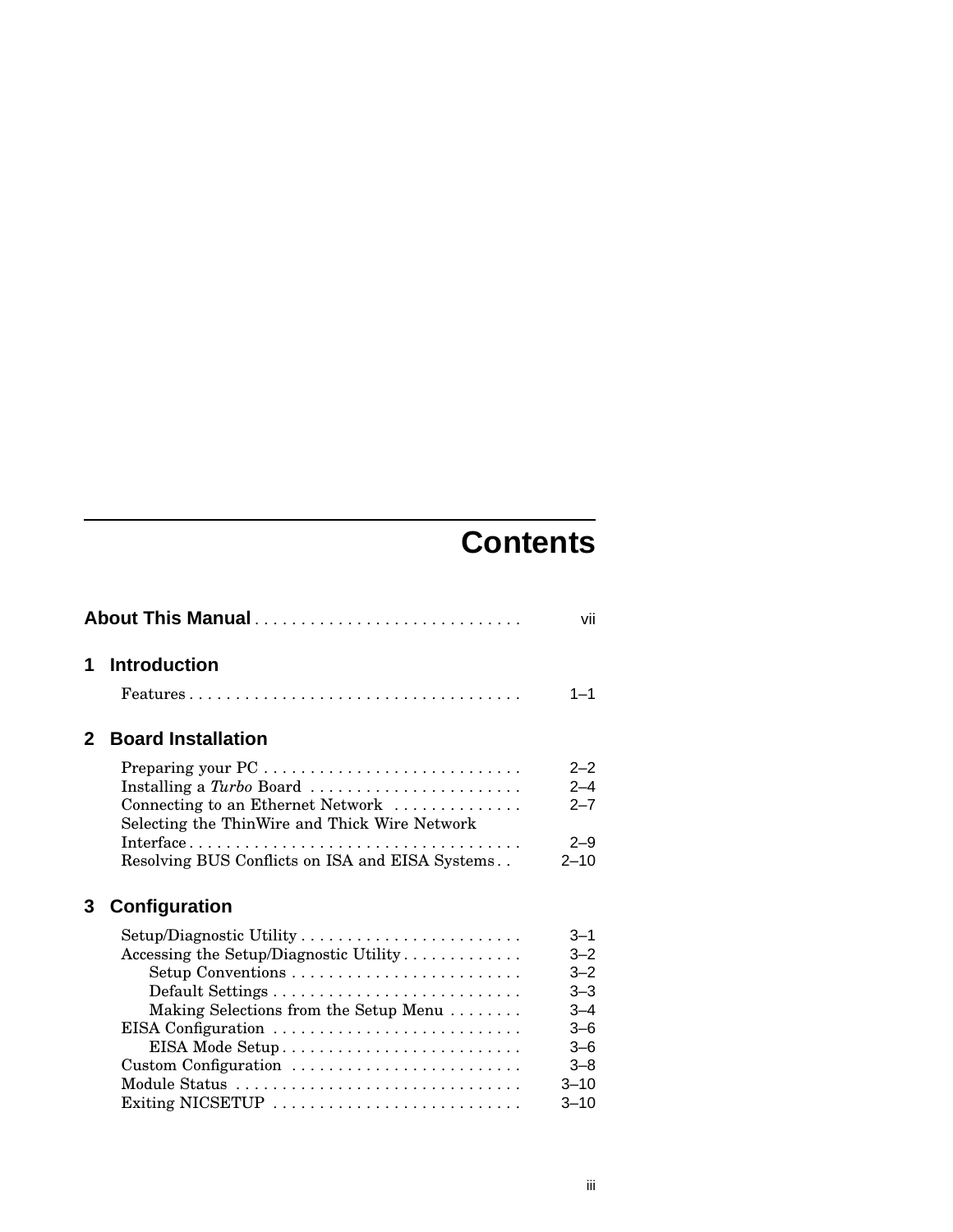# Contents

**About This Manual** . . . . . . . . . . . . . . . . . . . . . . . . . . . . . vii

## 1 Introduction

Features . . . . . . . . . . . . . . . . . . . . . . . . . . . . . . . . . . . . 1–1

## 2 Board Installation

Preparing your PC . . . . . . . . . . . . . . . . . . . . . . . . . . . . 2–2
Installing a *Turbo* Board . . . . . . . . . . . . . . . . . . . . . . . 2–4
Connecting to an Ethernet Network . . . . . . . . . . . . . . 2–7
Selecting the ThinWire and Thick Wire Network Interface . . . . . . . . . . . . . . . . . . . . . . . . . . . . . . . . . . . . 2–9
Resolving BUS Conflicts on ISA and EISA Systems . . 2–10

## 3 Configuration

Setup/Diagnostic Utility . . . . . . . . . . . . . . . . . . . . . . . . 3–1
Accessing the Setup/Diagnostic Utility . . . . . . . . . . . . . 3–2
  Setup Conventions . . . . . . . . . . . . . . . . . . . . . . . . . 3–2
  Default Settings . . . . . . . . . . . . . . . . . . . . . . . . . . . 3–3
  Making Selections from the Setup Menu . . . . . . . . 3–4
EISA Configuration . . . . . . . . . . . . . . . . . . . . . . . . . . . 3–6
  EISA Mode Setup . . . . . . . . . . . . . . . . . . . . . . . . . . 3–6
Custom Configuration . . . . . . . . . . . . . . . . . . . . . . . . . 3–8
Module Status . . . . . . . . . . . . . . . . . . . . . . . . . . . . . . . 3–10
Exiting NICSETUP . . . . . . . . . . . . . . . . . . . . . . . . . . . 3–10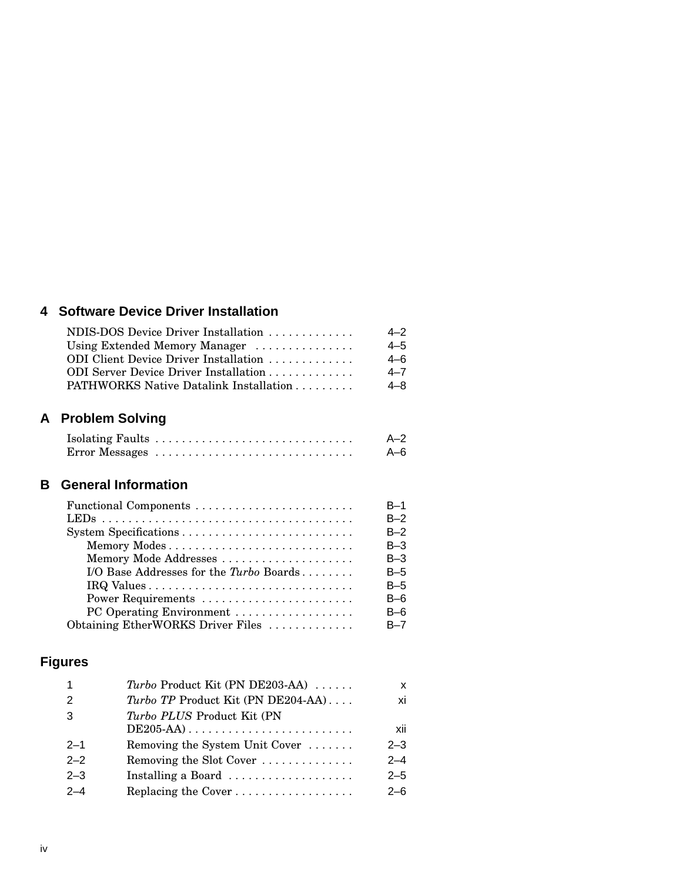## 4 Software Device Driver Installation

| | |
|---|---|
| NDIS-DOS Device Driver Installation | 4–2 |
| Using Extended Memory Manager | 4–5 |
| ODI Client Device Driver Installation | 4–6 |
| ODI Server Device Driver Installation | 4–7 |
| PATHWORKS Native Datalink Installation | 4–8 |

## A Problem Solving

| | |
|---|---|
| Isolating Faults | A–2 |
| Error Messages | A–6 |

## B General Information

| | |
|---|---|
| Functional Components | B–1 |
| LEDs | B–2 |
| System Specifications | B–2 |
| Memory Modes | B–3 |
| Memory Mode Addresses | B–3 |
| I/O Base Addresses for the *Turbo* Boards | B–5 |
| IRQ Values | B–5 |
| Power Requirements | B–6 |
| PC Operating Environment | B–6 |
| Obtaining EtherWORKS Driver Files | B–7 |

## Figures

| | | |
|---|---|---|
| 1 | *Turbo* Product Kit (PN DE203-AA) | x |
| 2 | *Turbo TP* Product Kit (PN DE204-AA) | xi |
| 3 | *Turbo PLUS* Product Kit (PN DE205-AA) | xii |
| 2–1 | Removing the System Unit Cover | 2–3 |
| 2–2 | Removing the Slot Cover | 2–4 |
| 2–3 | Installing a Board | 2–5 |
| 2–4 | Replacing the Cover | 2–6 |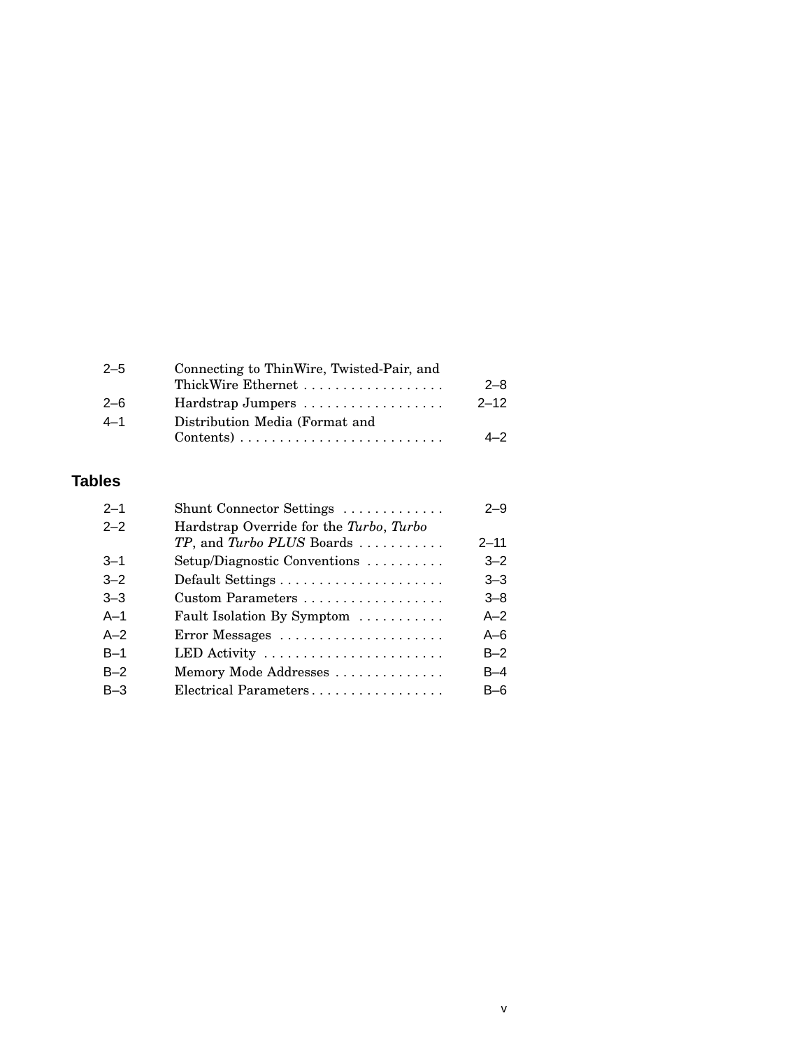| | | |
|---|---|---|
| 2–5 | Connecting to ThinWire, Twisted-Pair, and ThickWire Ethernet | 2–8 |
| 2–6 | Hardstrap Jumpers | 2–12 |
| 4–1 | Distribution Media (Format and Contents) | 4–2 |

## Tables

| | | |
|---|---|---|
| 2–1 | Shunt Connector Settings | 2–9 |
| 2–2 | Hardstrap Override for the *Turbo*, *Turbo TP*, and *Turbo PLUS* Boards | 2–11 |
| 3–1 | Setup/Diagnostic Conventions | 3–2 |
| 3–2 | Default Settings | 3–3 |
| 3–3 | Custom Parameters | 3–8 |
| A–1 | Fault Isolation By Symptom | A–2 |
| A–2 | Error Messages | A–6 |
| B–1 | LED Activity | B–2 |
| B–2 | Memory Mode Addresses | B–4 |
| B–3 | Electrical Parameters | B–6 |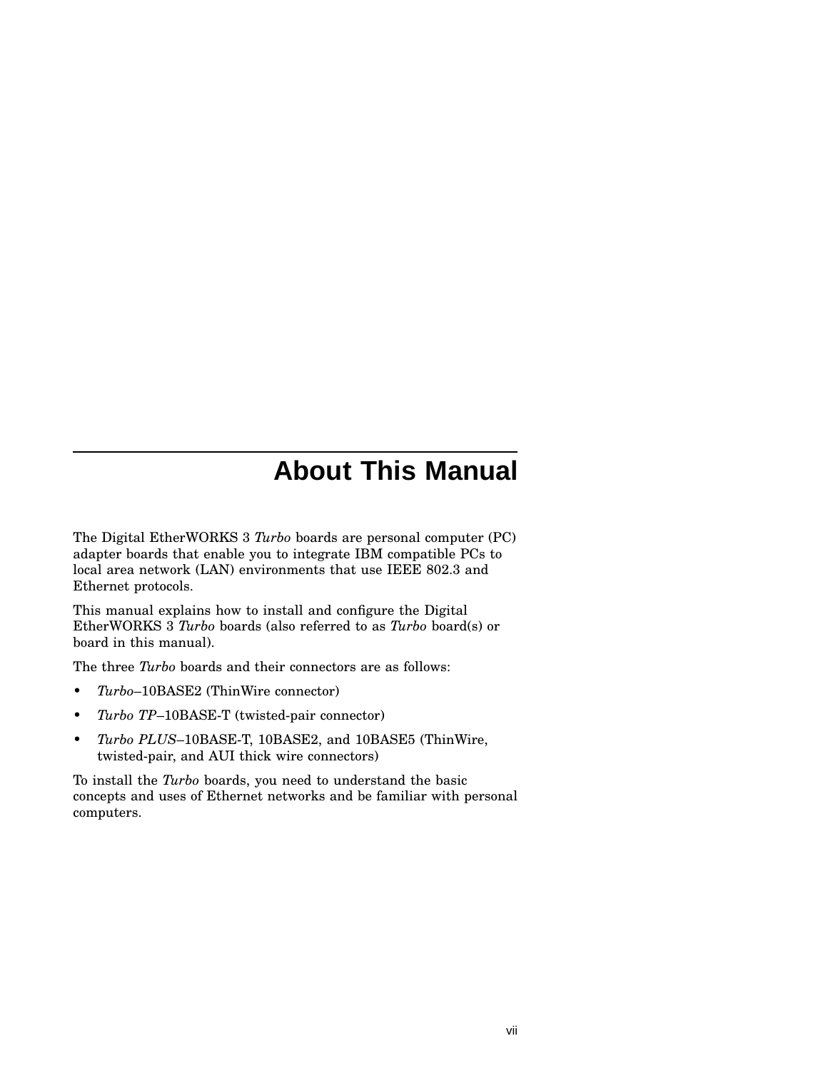# About This Manual

The Digital EtherWORKS 3 *Turbo* boards are personal computer (PC) adapter boards that enable you to integrate IBM compatible PCs to local area network (LAN) environments that use IEEE 802.3 and Ethernet protocols.

This manual explains how to install and configure the Digital EtherWORKS 3 *Turbo* boards (also referred to as *Turbo* board(s) or board in this manual).

The three *Turbo* boards and their connectors are as follows:

- *Turbo*–10BASE2 (ThinWire connector)
- *Turbo TP*–10BASE-T (twisted-pair connector)
- *Turbo PLUS*–10BASE-T, 10BASE2, and 10BASE5 (ThinWire, twisted-pair, and AUI thick wire connectors)

To install the *Turbo* boards, you need to understand the basic concepts and uses of Ethernet networks and be familiar with personal computers.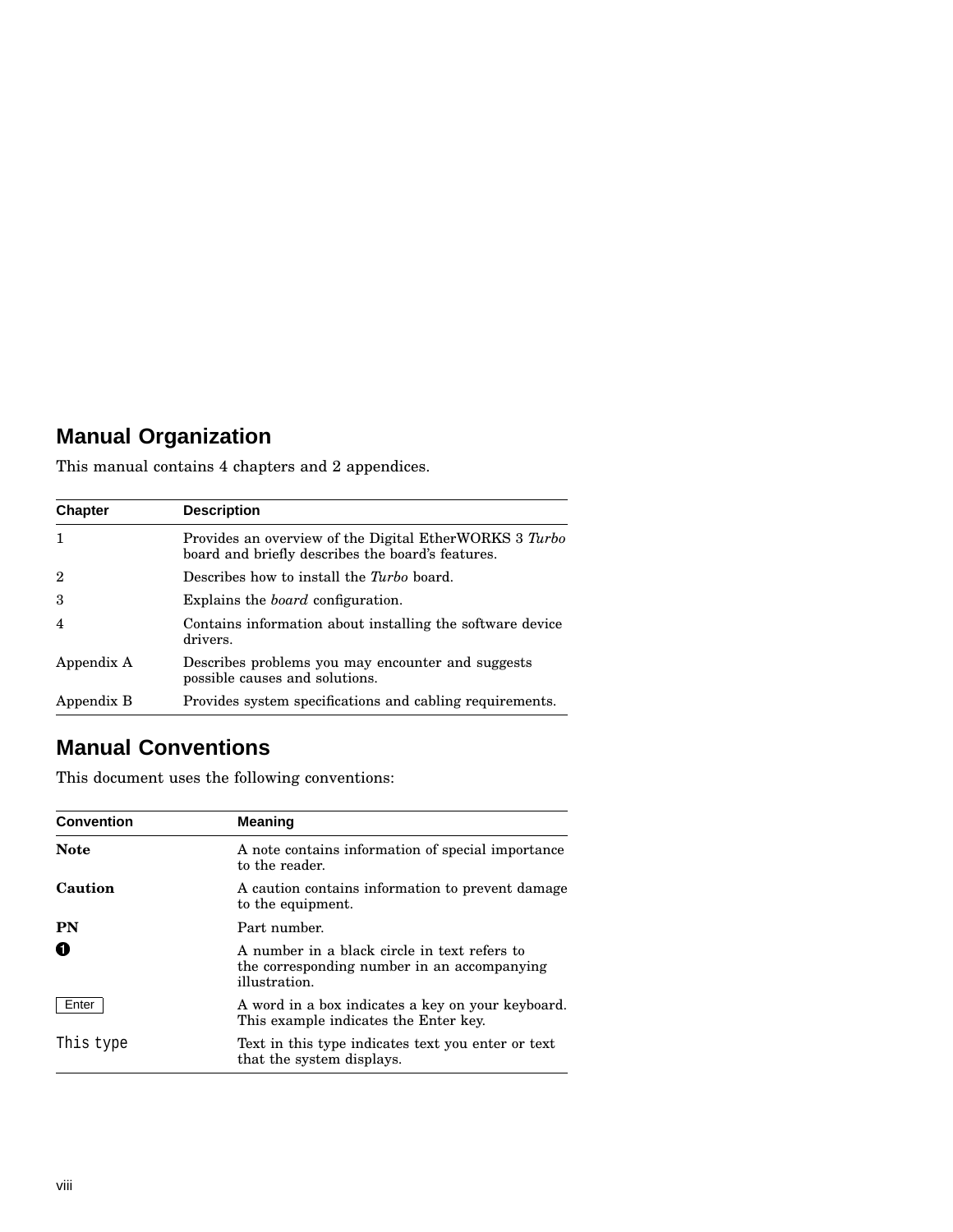## Manual Organization

This manual contains 4 chapters and 2 appendices.

| Chapter | Description |
| --- | --- |
| 1 | Provides an overview of the Digital EtherWORKS 3 *Turbo* board and briefly describes the board's features. |
| 2 | Describes how to install the *Turbo* board. |
| 3 | Explains the *board* configuration. |
| 4 | Contains information about installing the software device drivers. |
| Appendix A | Describes problems you may encounter and suggests possible causes and solutions. |
| Appendix B | Provides system specifications and cabling requirements. |

## Manual Conventions

This document uses the following conventions:

| Convention | Meaning |
| --- | --- |
| **Note** | A note contains information of special importance to the reader. |
| **Caution** | A caution contains information to prevent damage to the equipment. |
| **PN** | Part number. |
| ❶ | A number in a black circle in text refers to the corresponding number in an accompanying illustration. |
| Enter | A word in a box indicates a key on your keyboard. This example indicates the Enter key. |
| `This type` | Text in this type indicates text you enter or text that the system displays. |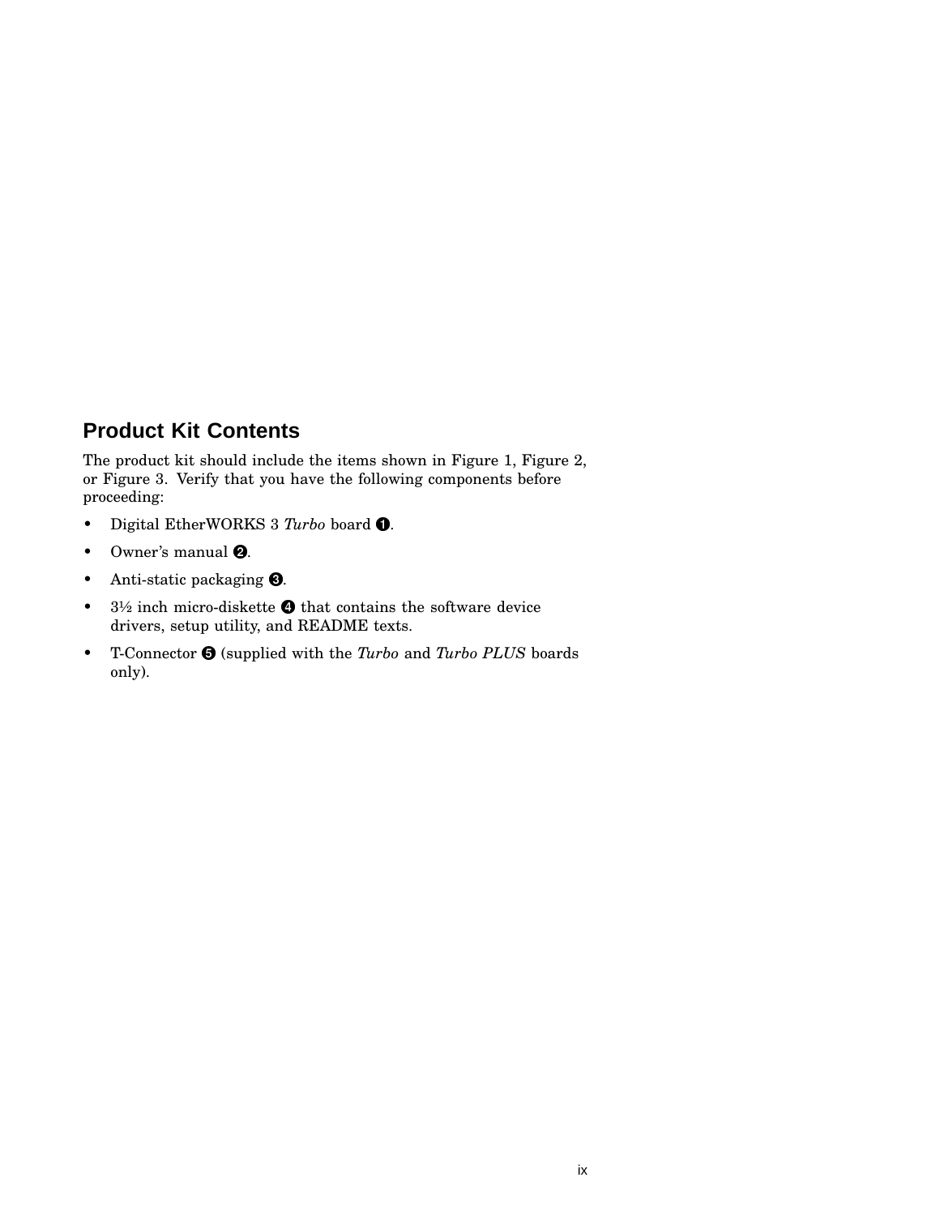## Product Kit Contents

The product kit should include the items shown in Figure 1, Figure 2, or Figure 3. Verify that you have the following components before proceeding:

- Digital EtherWORKS 3 *Turbo* board ❶.
- Owner's manual ❷.
- Anti-static packaging ❸.
- 3½ inch micro-diskette ❹ that contains the software device drivers, setup utility, and README texts.
- T-Connector ❺ (supplied with the *Turbo* and *Turbo PLUS* boards only).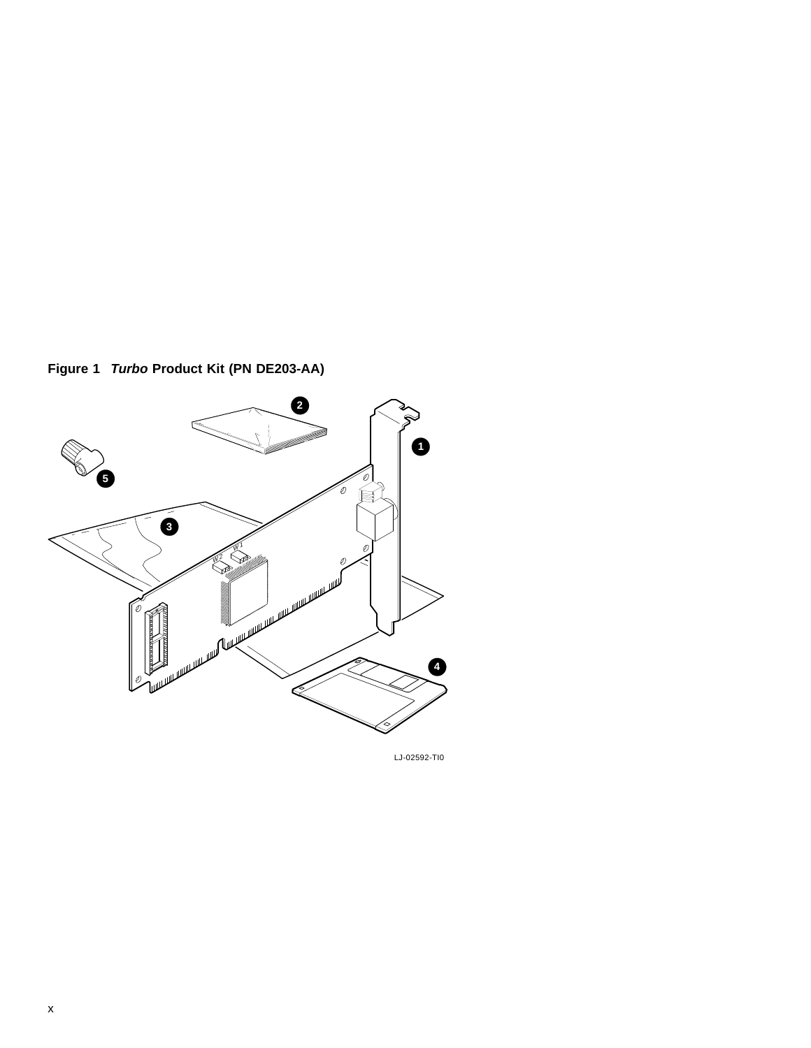**Figure 1** ***Turbo*** **Product Kit (PN DE203-AA)**

LJ-02592-TI0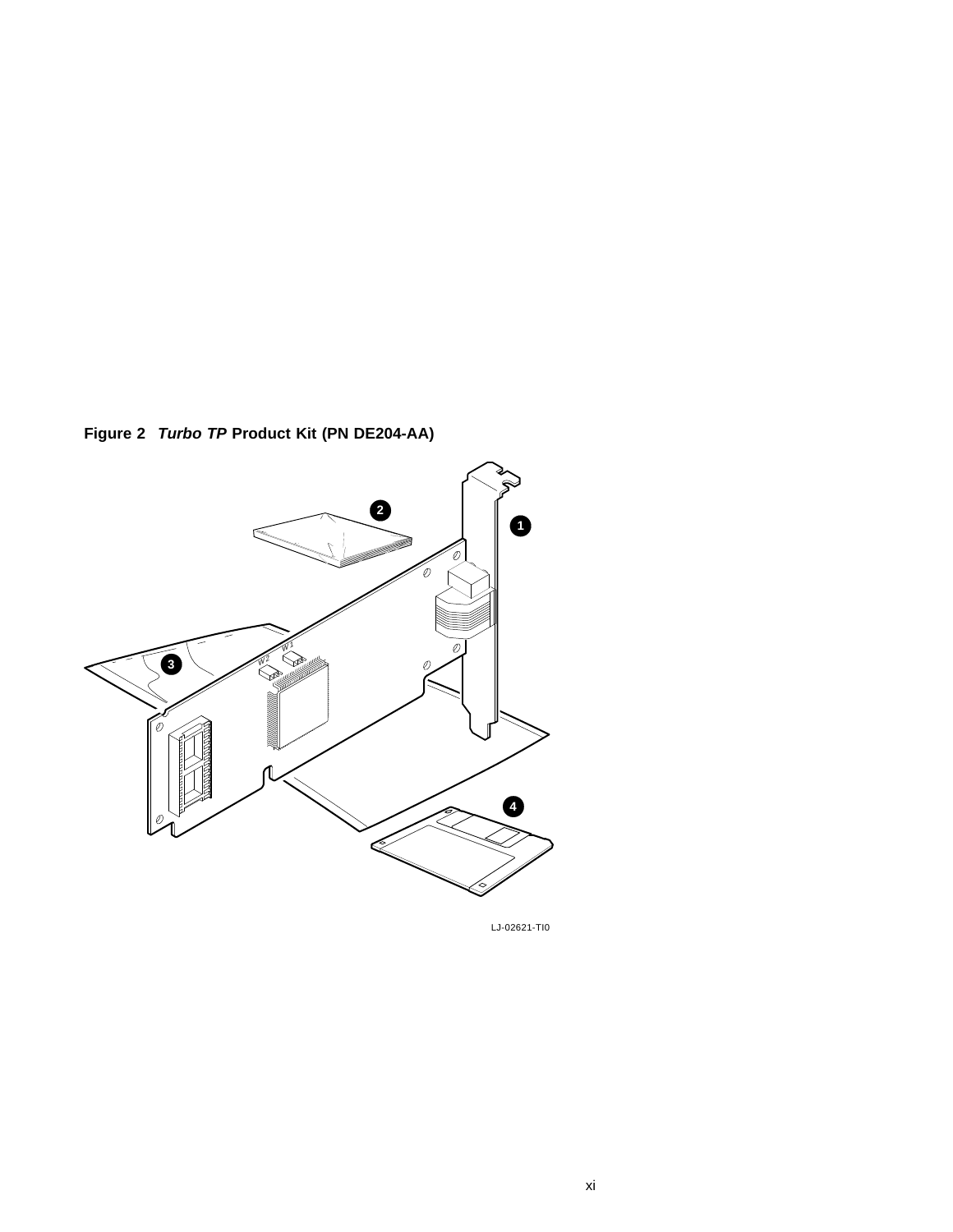**Figure 2** ***Turbo TP*** **Product Kit (PN DE204-AA)**

LJ-02621-TI0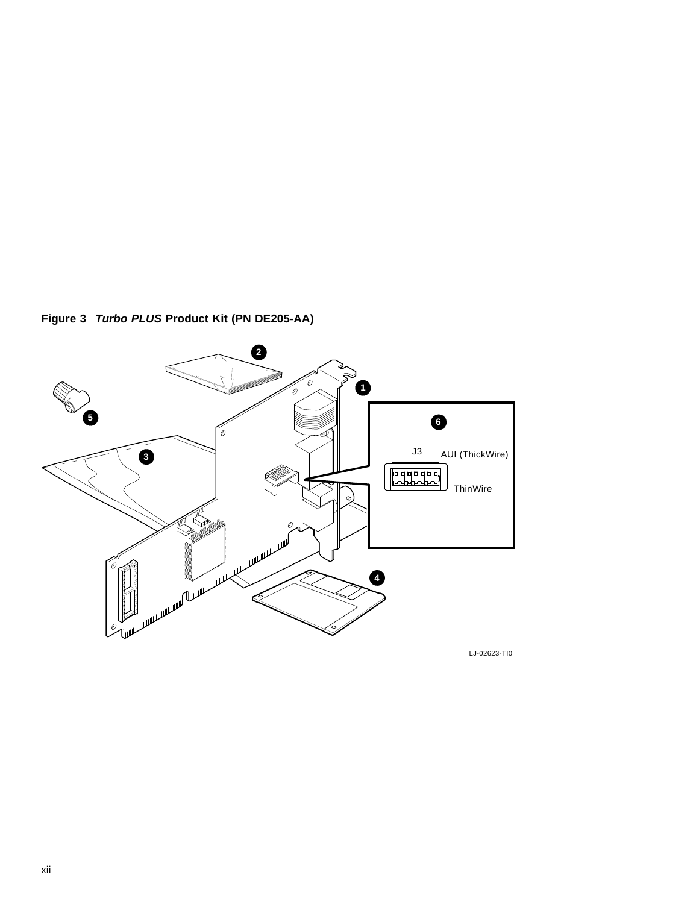**Figure 3** ***Turbo PLUS*** **Product Kit (PN DE205-AA)**

J3 AUI (ThickWire)

ThinWire

LJ-02623-TI0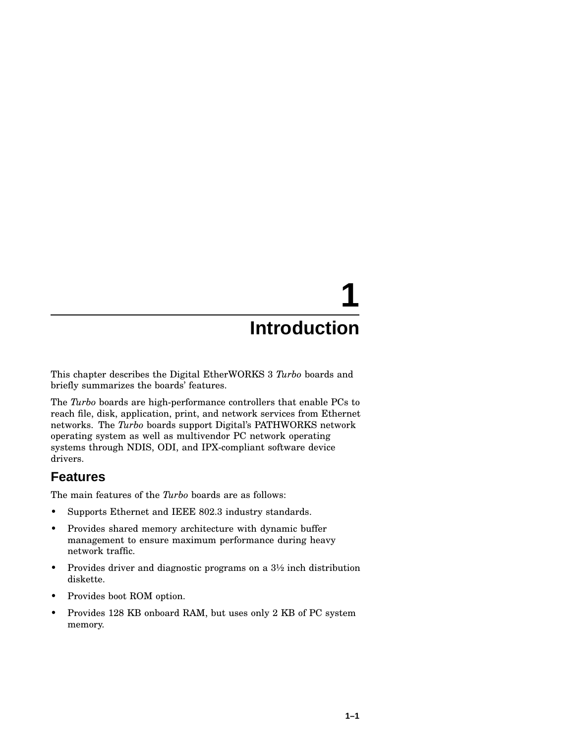# 1 Introduction

This chapter describes the Digital EtherWORKS 3 *Turbo* boards and briefly summarizes the boards' features.

The *Turbo* boards are high-performance controllers that enable PCs to reach file, disk, application, print, and network services from Ethernet networks. The *Turbo* boards support Digital's PATHWORKS network operating system as well as multivendor PC network operating systems through NDIS, ODI, and IPX-compliant software device drivers.

## Features

The main features of the *Turbo* boards are as follows:

- Supports Ethernet and IEEE 802.3 industry standards.
- Provides shared memory architecture with dynamic buffer management to ensure maximum performance during heavy network traffic.
- Provides driver and diagnostic programs on a 3½ inch distribution diskette.
- Provides boot ROM option.
- Provides 128 KB onboard RAM, but uses only 2 KB of PC system memory.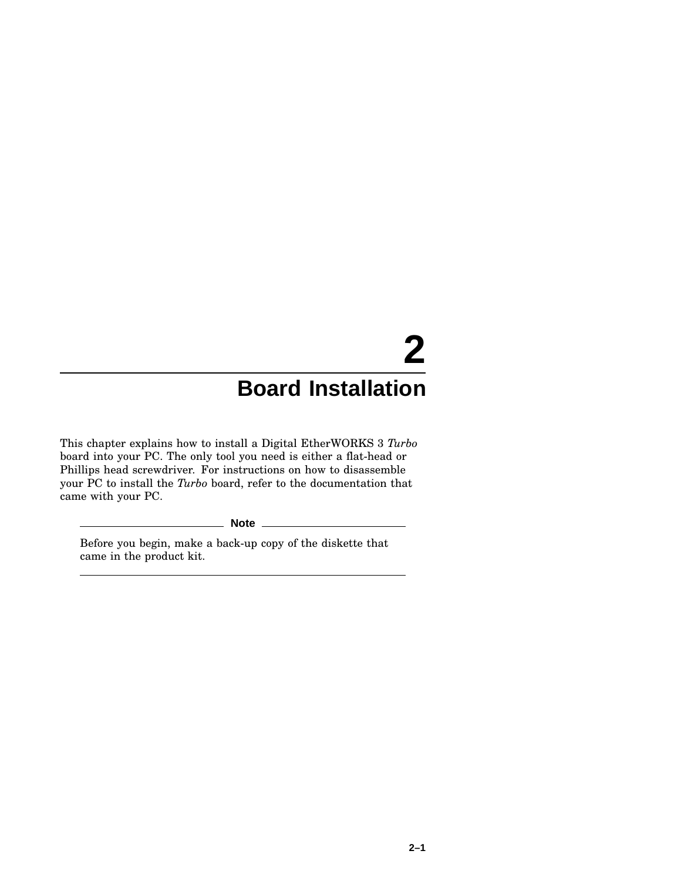# 2 Board Installation

This chapter explains how to install a Digital EtherWORKS 3 *Turbo* board into your PC. The only tool you need is either a flat-head or Phillips head screwdriver. For instructions on how to disassemble your PC to install the *Turbo* board, refer to the documentation that came with your PC.

**Note**

Before you begin, make a back-up copy of the diskette that came in the product kit.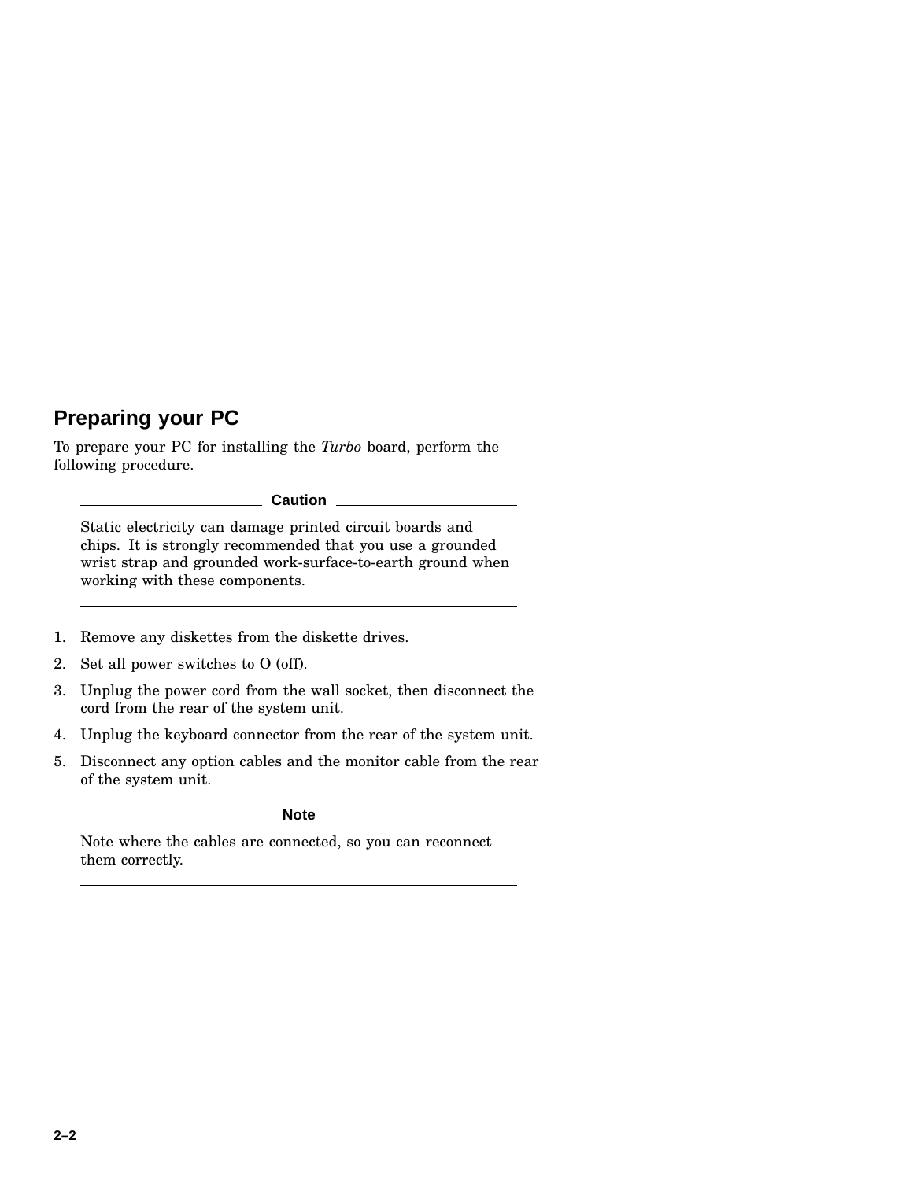## Preparing your PC

To prepare your PC for installing the *Turbo* board, perform the following procedure.

**Caution**

Static electricity can damage printed circuit boards and chips. It is strongly recommended that you use a grounded wrist strap and grounded work-surface-to-earth ground when working with these components.

---

1. Remove any diskettes from the diskette drives.
2. Set all power switches to O (off).
3. Unplug the power cord from the wall socket, then disconnect the cord from the rear of the system unit.
4. Unplug the keyboard connector from the rear of the system unit.
5. Disconnect any option cables and the monitor cable from the rear of the system unit.

**Note**

Note where the cables are connected, so you can reconnect them correctly.

---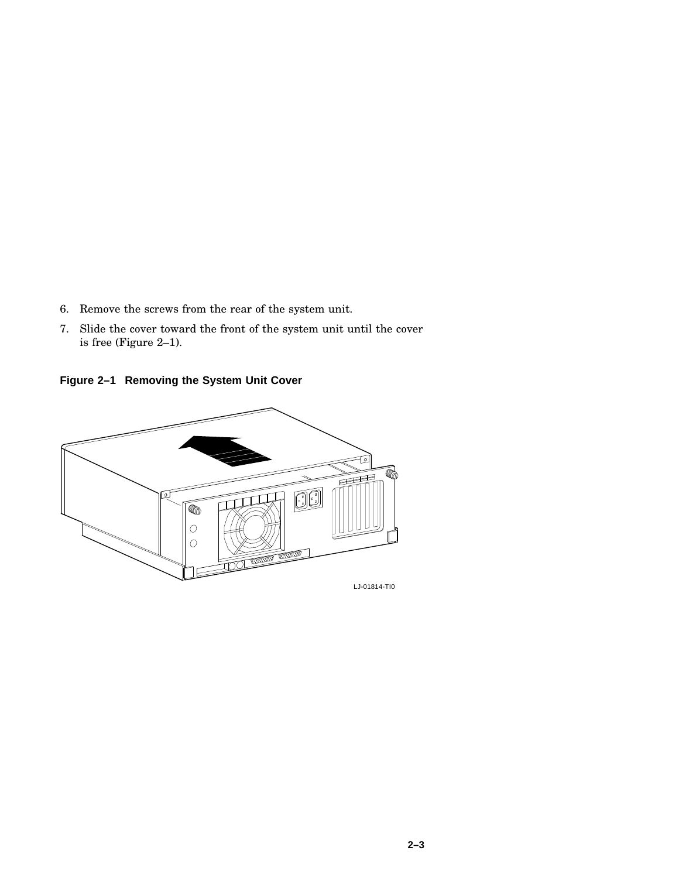6. Remove the screws from the rear of the system unit.
7. Slide the cover toward the front of the system unit until the cover is free (Figure 2–1).

**Figure 2–1 Removing the System Unit Cover**

LJ-01814-TI0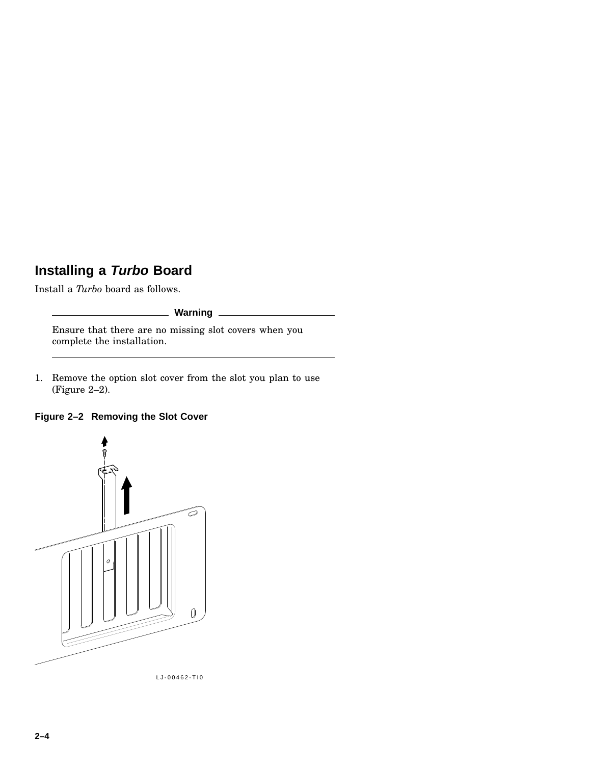## Installing a *Turbo* Board

Install a *Turbo* board as follows.

---

**Warning**

Ensure that there are no missing slot covers when you complete the installation.

---

1. Remove the option slot cover from the slot you plan to use (Figure 2–2).

**Figure 2–2 Removing the Slot Cover**

LJ-00462-TI0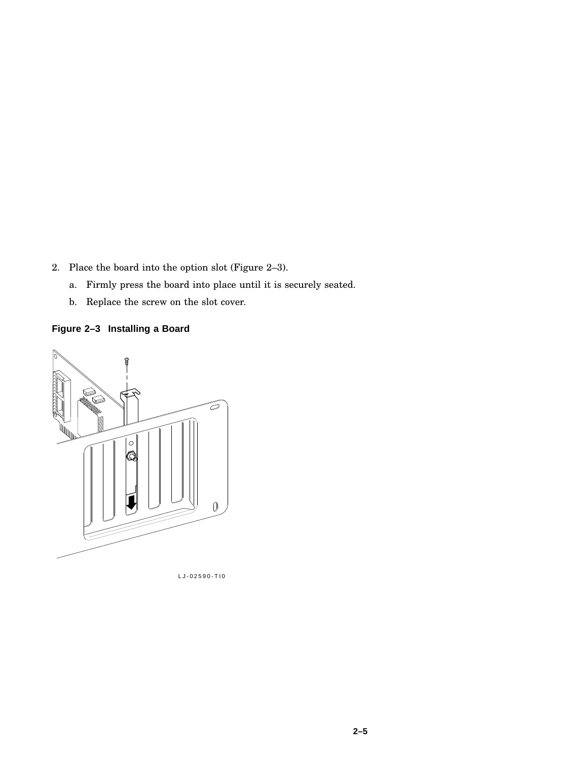2. Place the board into the option slot (Figure 2–3).

   a. Firmly press the board into place until it is securely seated.

   b. Replace the screw on the slot cover.

**Figure 2–3 Installing a Board**

LJ-02590-TI0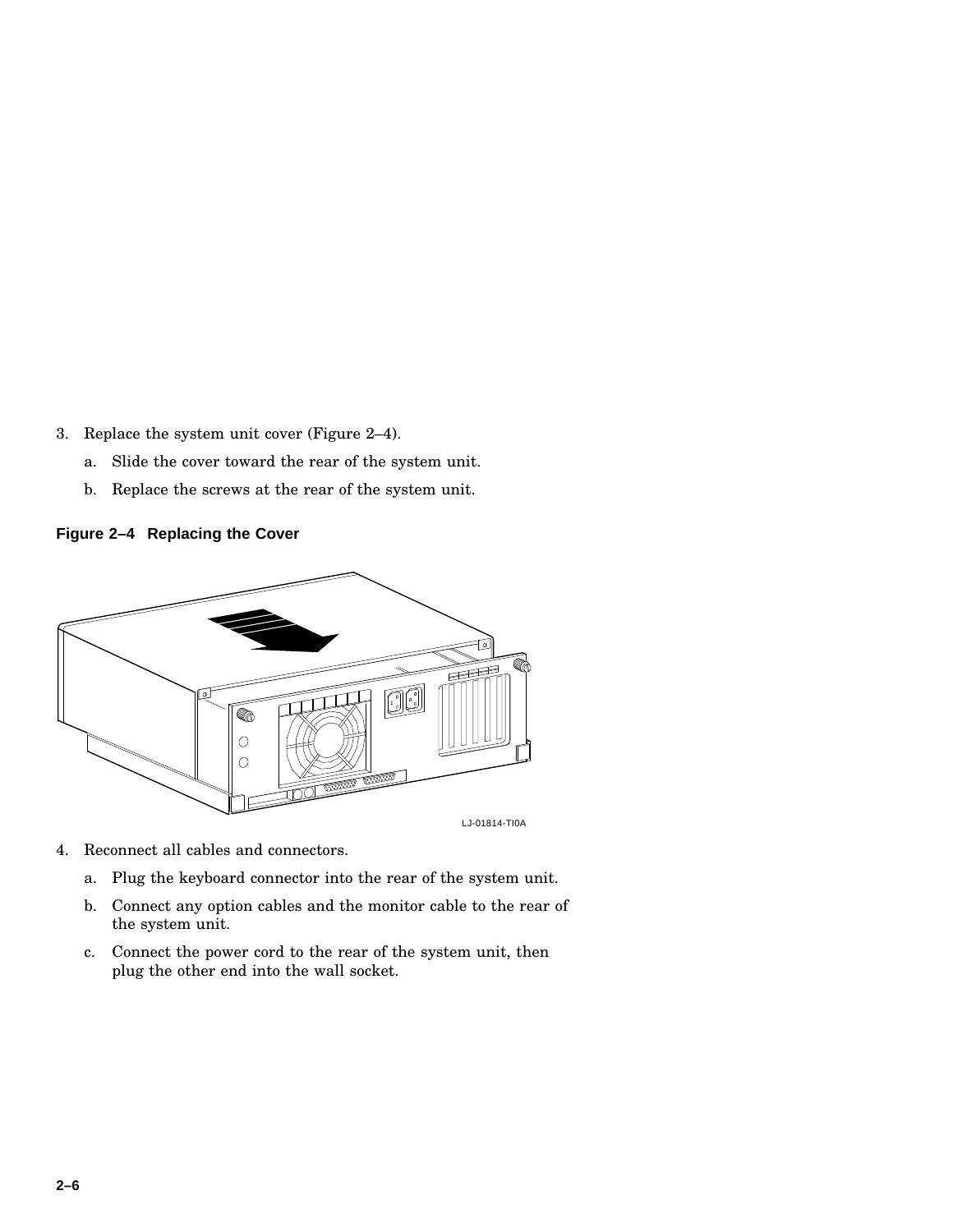3. Replace the system unit cover (Figure 2–4).

   a. Slide the cover toward the rear of the system unit.

   b. Replace the screws at the rear of the system unit.

**Figure 2–4 Replacing the Cover**

LJ-01814-TI0A

4. Reconnect all cables and connectors.

   a. Plug the keyboard connector into the rear of the system unit.

   b. Connect any option cables and the monitor cable to the rear of the system unit.

   c. Connect the power cord to the rear of the system unit, then plug the other end into the wall socket.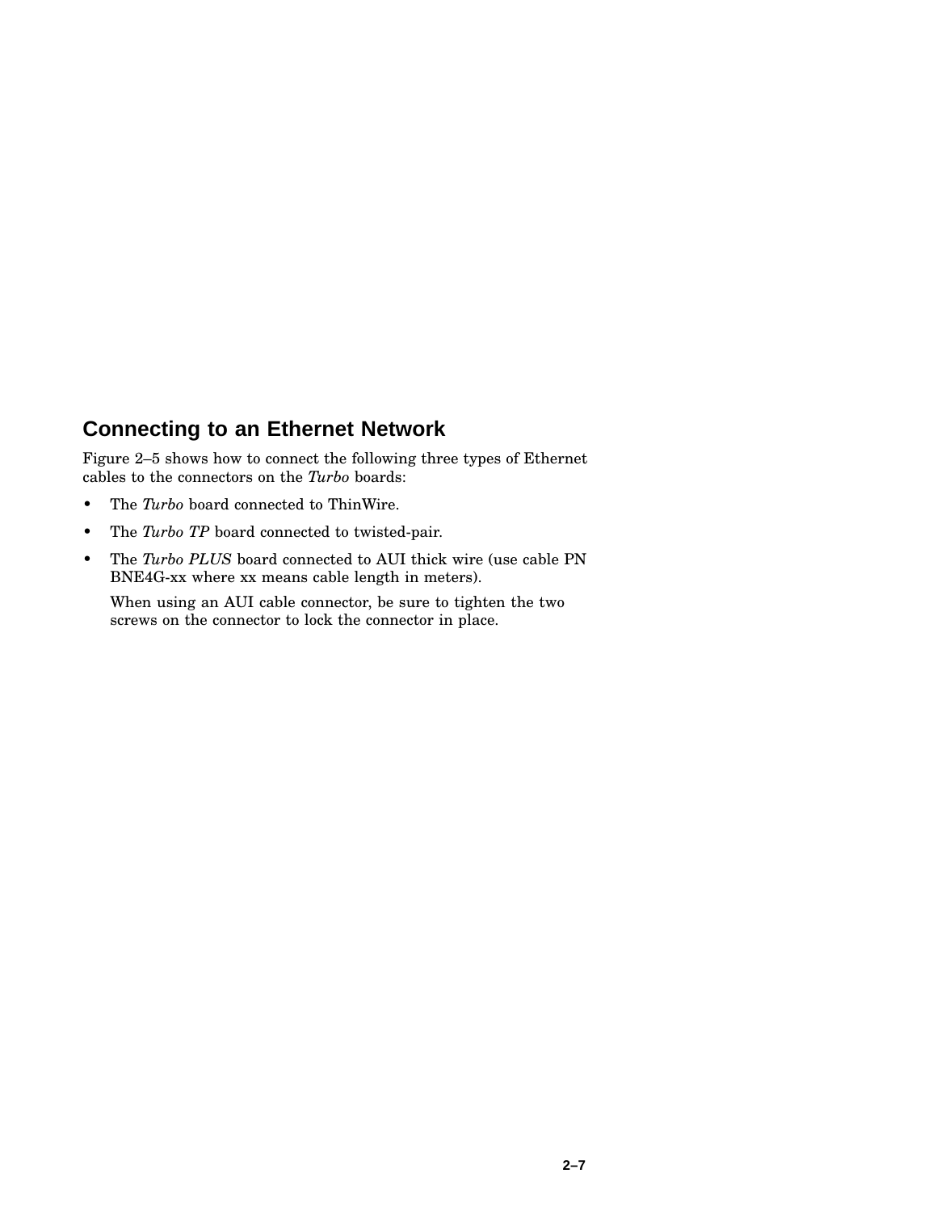## Connecting to an Ethernet Network

Figure 2–5 shows how to connect the following three types of Ethernet cables to the connectors on the *Turbo* boards:

- The *Turbo* board connected to ThinWire.
- The *Turbo TP* board connected to twisted-pair.
- The *Turbo PLUS* board connected to AUI thick wire (use cable PN BNE4G-xx where xx means cable length in meters).

  When using an AUI cable connector, be sure to tighten the two screws on the connector to lock the connector in place.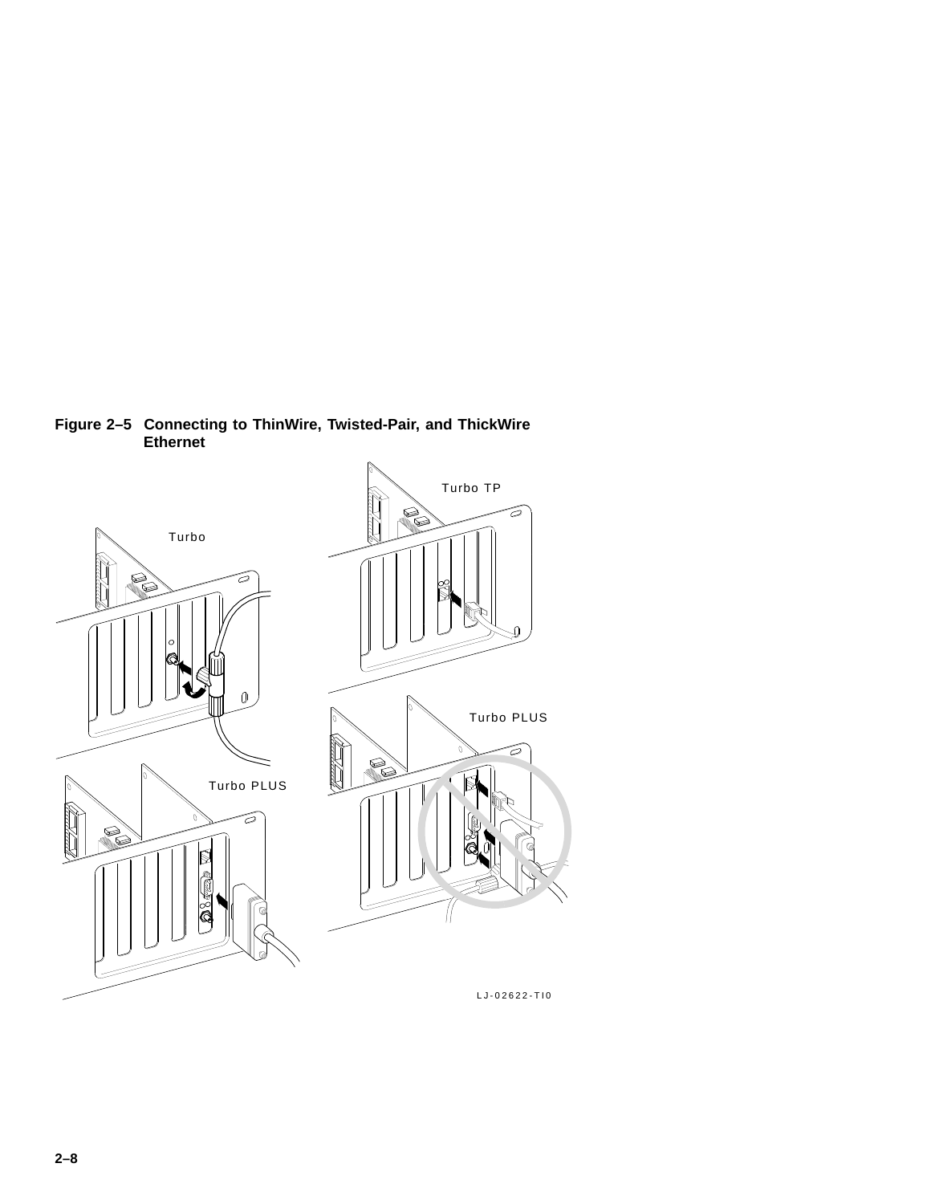**Figure 2–5 Connecting to ThinWire, Twisted-Pair, and ThickWire Ethernet**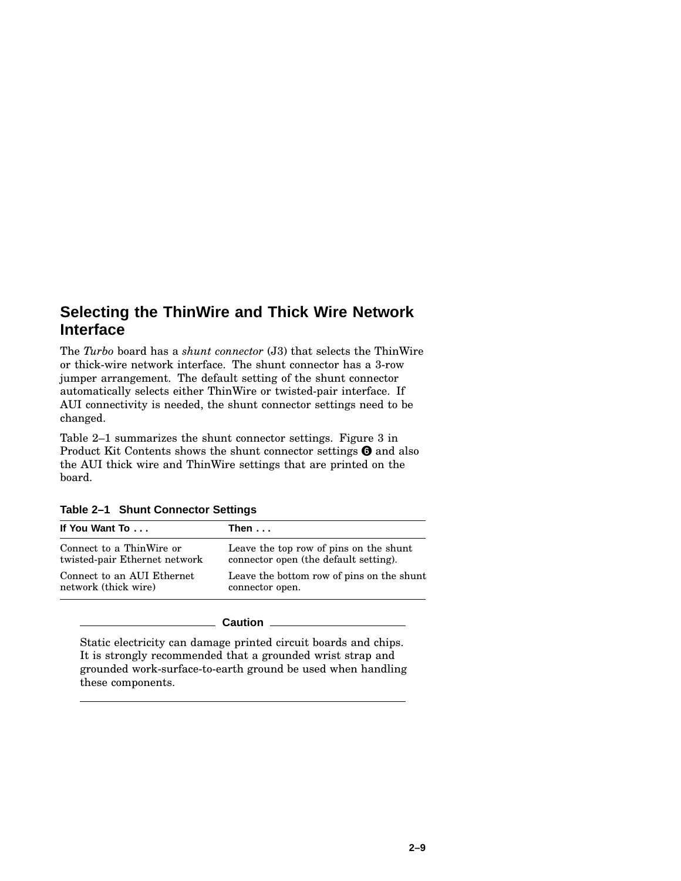## Selecting the ThinWire and Thick Wire Network Interface

The *Turbo* board has a *shunt connector* (J3) that selects the ThinWire or thick-wire network interface. The shunt connector has a 3-row jumper arrangement. The default setting of the shunt connector automatically selects either ThinWire or twisted-pair interface. If AUI connectivity is needed, the shunt connector settings need to be changed.

Table 2–1 summarizes the shunt connector settings. Figure 3 in Product Kit Contents shows the shunt connector settings ❻ and also the AUI thick wire and ThinWire settings that are printed on the board.

**Table 2–1 Shunt Connector Settings**

| If You Want To . . . | Then . . . |
|---|---|
| Connect to a ThinWire or twisted-pair Ethernet network | Leave the top row of pins on the shunt connector open (the default setting). |
| Connect to an AUI Ethernet network (thick wire) | Leave the bottom row of pins on the shunt connector open. |

**Caution**

Static electricity can damage printed circuit boards and chips. It is strongly recommended that a grounded wrist strap and grounded work-surface-to-earth ground be used when handling these components.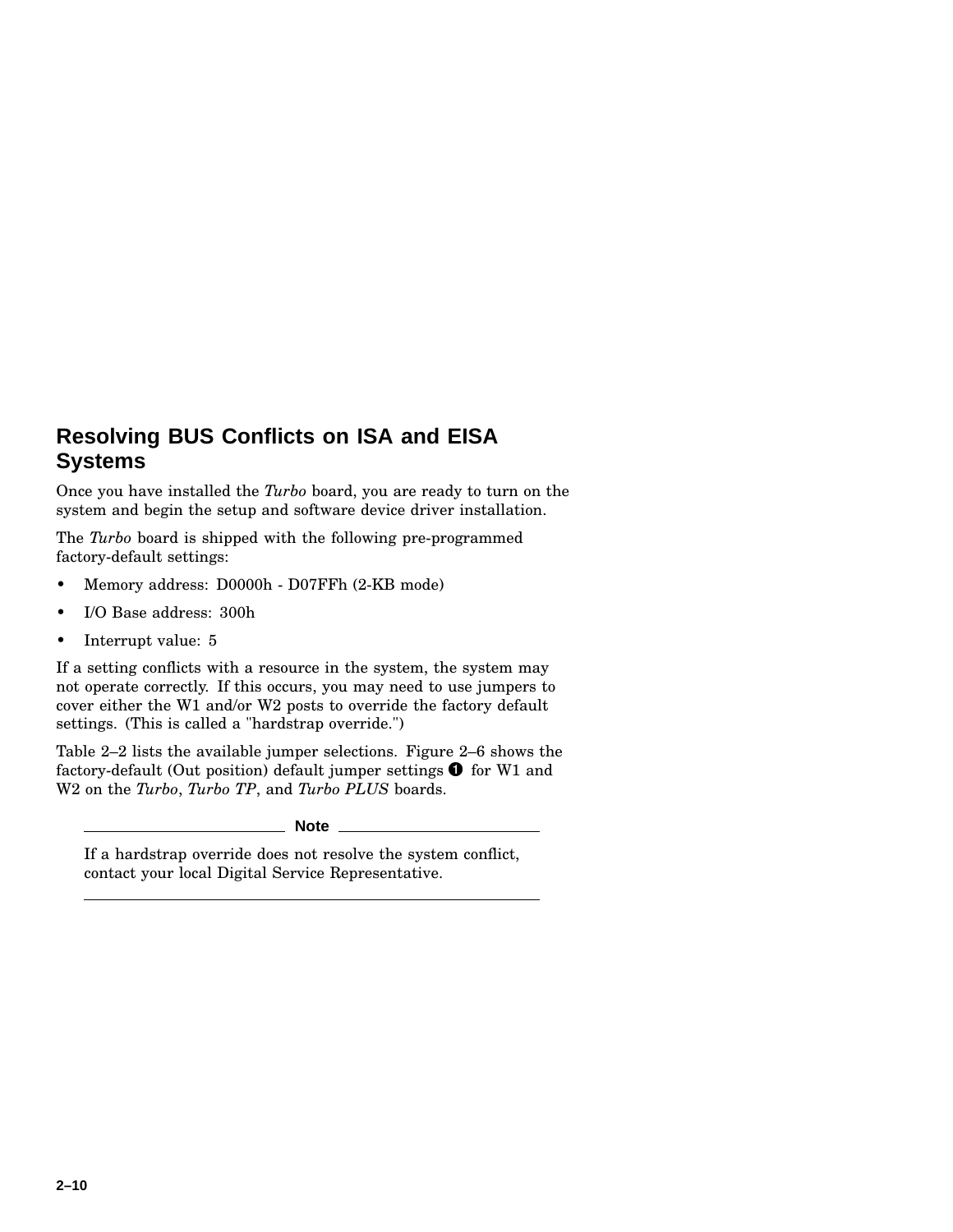## Resolving BUS Conflicts on ISA and EISA Systems

Once you have installed the *Turbo* board, you are ready to turn on the system and begin the setup and software device driver installation.

The *Turbo* board is shipped with the following pre-programmed factory-default settings:

- Memory address: D0000h - D07FFh (2-KB mode)
- I/O Base address: 300h
- Interrupt value: 5

If a setting conflicts with a resource in the system, the system may not operate correctly. If this occurs, you may need to use jumpers to cover either the W1 and/or W2 posts to override the factory default settings. (This is called a "hardstrap override.")

Table 2–2 lists the available jumper selections. Figure 2–6 shows the factory-default (Out position) default jumper settings ❶ for W1 and W2 on the *Turbo*, *Turbo TP*, and *Turbo PLUS* boards.

---

**Note**

If a hardstrap override does not resolve the system conflict, contact your local Digital Service Representative.

---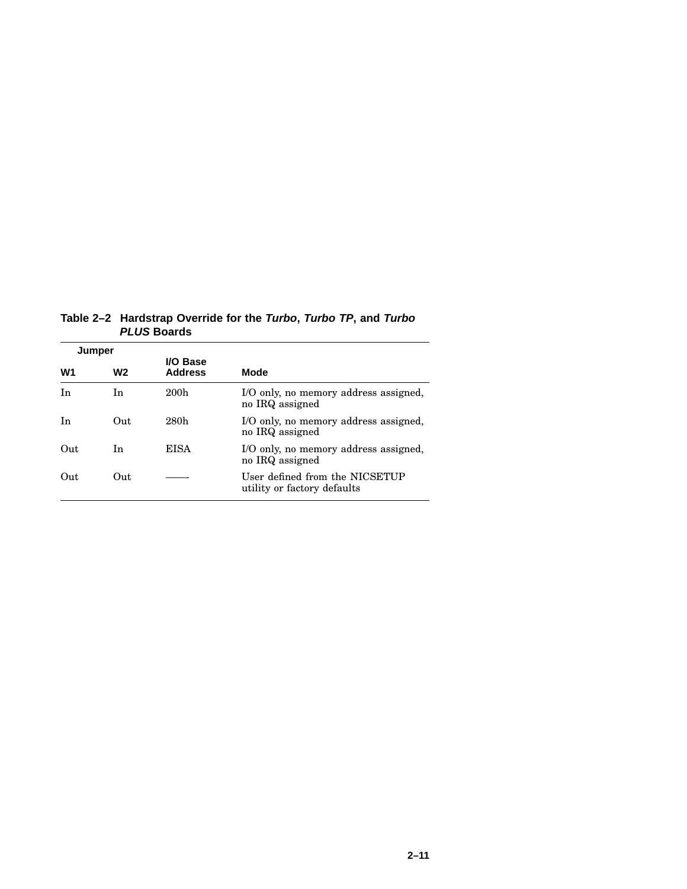**Table 2–2 Hardstrap Override for the *Turbo*, *Turbo TP*, and *Turbo PLUS* Boards**

| Jumper | | I/O Base | |
|---|---|---|---|
| **W1** | **W2** | **Address** | **Mode** |
| In | In | 200h | I/O only, no memory address assigned, no IRQ assigned |
| In | Out | 280h | I/O only, no memory address assigned, no IRQ assigned |
| Out | In | EISA | I/O only, no memory address assigned, no IRQ assigned |
| Out | Out | ——- | User defined from the NICSETUP utility or factory defaults |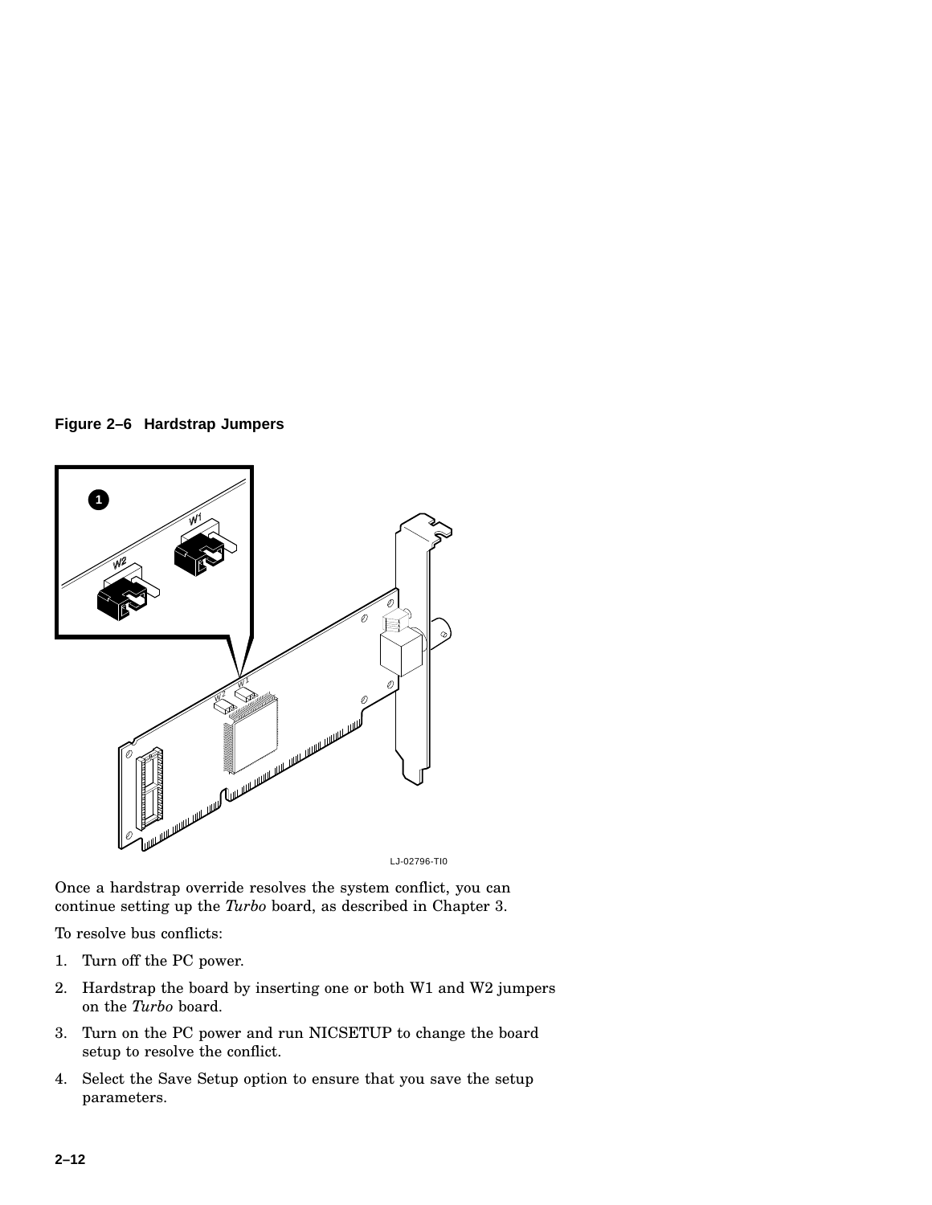**Figure 2–6 Hardstrap Jumpers**

Once a hardstrap override resolves the system conflict, you can continue setting up the *Turbo* board, as described in Chapter 3.

To resolve bus conflicts:

1. Turn off the PC power.
2. Hardstrap the board by inserting one or both W1 and W2 jumpers on the *Turbo* board.
3. Turn on the PC power and run NICSETUP to change the board setup to resolve the conflict.
4. Select the Save Setup option to ensure that you save the setup parameters.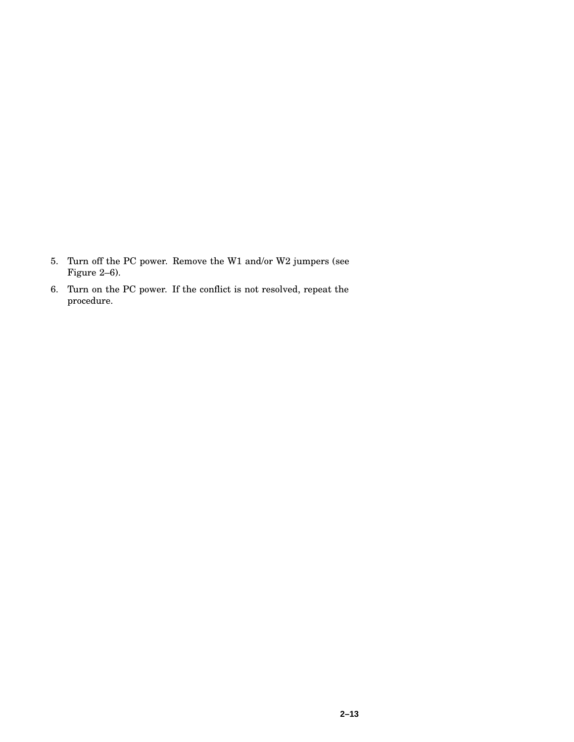5. Turn off the PC power. Remove the W1 and/or W2 jumpers (see Figure 2–6).
6. Turn on the PC power. If the conflict is not resolved, repeat the procedure.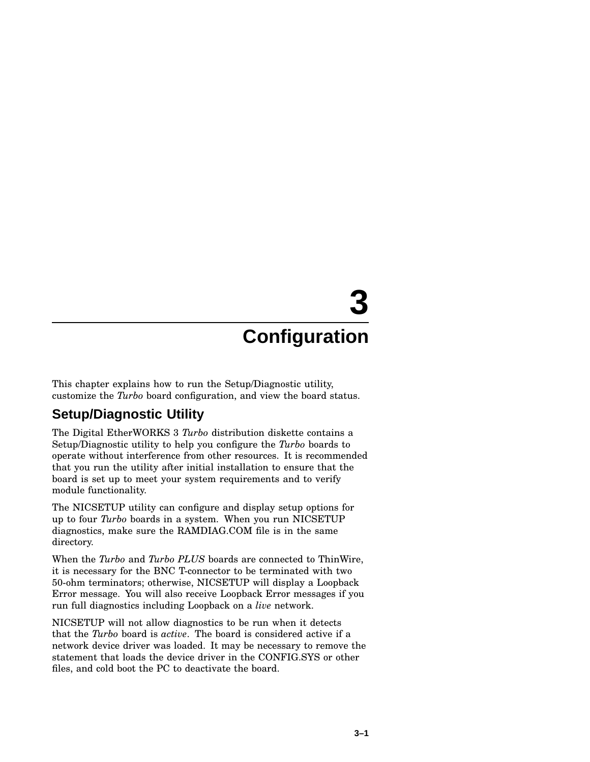# 3 Configuration

This chapter explains how to run the Setup/Diagnostic utility, customize the *Turbo* board configuration, and view the board status.

## Setup/Diagnostic Utility

The Digital EtherWORKS 3 *Turbo* distribution diskette contains a Setup/Diagnostic utility to help you configure the *Turbo* boards to operate without interference from other resources. It is recommended that you run the utility after initial installation to ensure that the board is set up to meet your system requirements and to verify module functionality.

The NICSETUP utility can configure and display setup options for up to four *Turbo* boards in a system. When you run NICSETUP diagnostics, make sure the RAMDIAG.COM file is in the same directory.

When the *Turbo* and *Turbo PLUS* boards are connected to ThinWire, it is necessary for the BNC T-connector to be terminated with two 50-ohm terminators; otherwise, NICSETUP will display a Loopback Error message. You will also receive Loopback Error messages if you run full diagnostics including Loopback on a *live* network.

NICSETUP will not allow diagnostics to be run when it detects that the *Turbo* board is *active*. The board is considered active if a network device driver was loaded. It may be necessary to remove the statement that loads the device driver in the CONFIG.SYS or other files, and cold boot the PC to deactivate the board.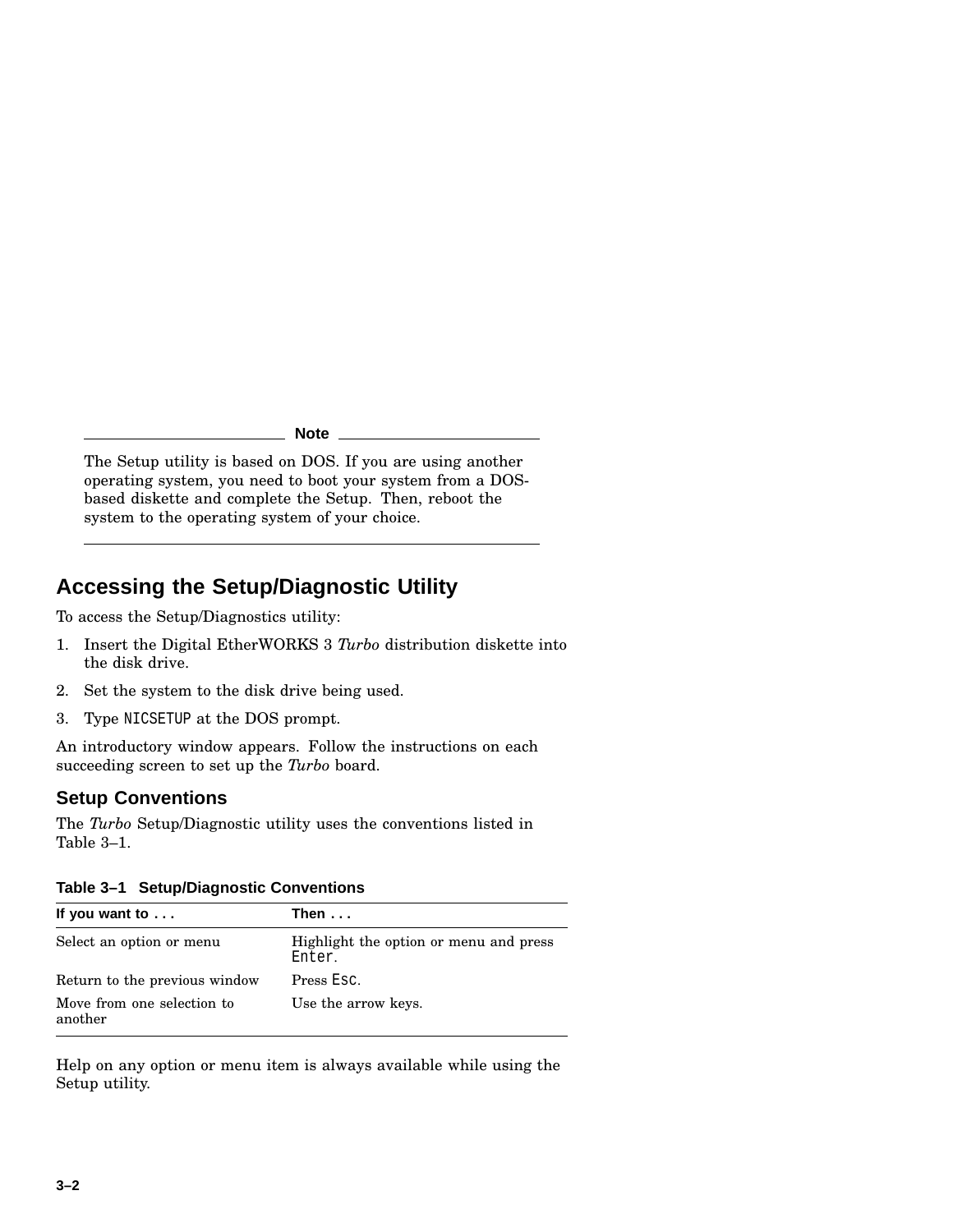**Note**

The Setup utility is based on DOS. If you are using another operating system, you need to boot your system from a DOS-based diskette and complete the Setup. Then, reboot the system to the operating system of your choice.

## Accessing the Setup/Diagnostic Utility

To access the Setup/Diagnostics utility:

1. Insert the Digital EtherWORKS 3 *Turbo* distribution diskette into the disk drive.
2. Set the system to the disk drive being used.
3. Type `NICSETUP` at the DOS prompt.

An introductory window appears. Follow the instructions on each succeeding screen to set up the *Turbo* board.

### Setup Conventions

The *Turbo* Setup/Diagnostic utility uses the conventions listed in Table 3–1.

**Table 3–1 Setup/Diagnostic Conventions**

| If you want to . . . | Then . . . |
|---|---|
| Select an option or menu | Highlight the option or menu and press `Enter`. |
| Return to the previous window | Press `Esc`. |
| Move from one selection to another | Use the arrow keys. |

Help on any option or menu item is always available while using the Setup utility.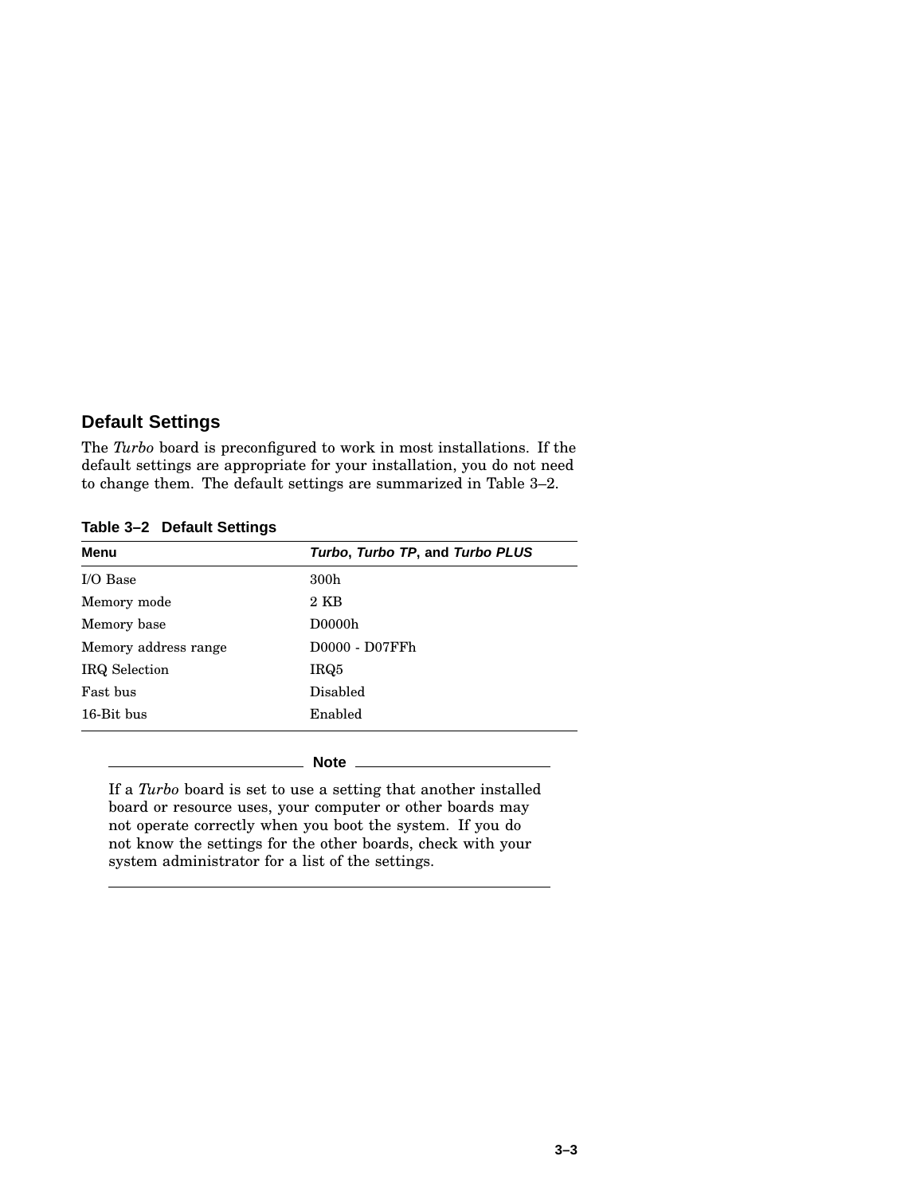## Default Settings

The *Turbo* board is preconfigured to work in most installations. If the default settings are appropriate for your installation, you do not need to change them. The default settings are summarized in Table 3–2.

**Table 3–2 Default Settings**

| Menu | ***Turbo*, *Turbo TP*, and *Turbo PLUS*** |
|---|---|
| I/O Base | 300h |
| Memory mode | 2 KB |
| Memory base | D0000h |
| Memory address range | D0000 - D07FFh |
| IRQ Selection | IRQ5 |
| Fast bus | Disabled |
| 16-Bit bus | Enabled |

---

**Note**

If a *Turbo* board is set to use a setting that another installed board or resource uses, your computer or other boards may not operate correctly when you boot the system. If you do not know the settings for the other boards, check with your system administrator for a list of the settings.

---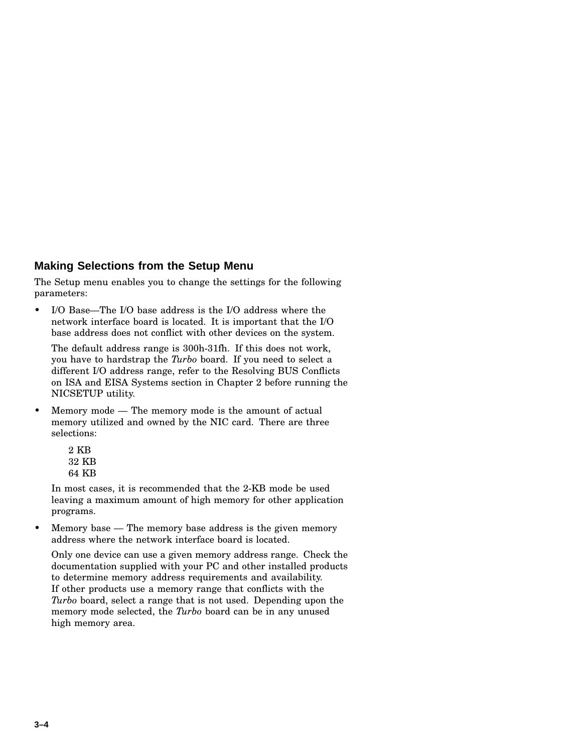## Making Selections from the Setup Menu

The Setup menu enables you to change the settings for the following parameters:

- I/O Base—The I/O base address is the I/O address where the network interface board is located. It is important that the I/O base address does not conflict with other devices on the system.

  The default address range is 300h-31fh. If this does not work, you have to hardstrap the *Turbo* board. If you need to select a different I/O address range, refer to the Resolving BUS Conflicts on ISA and EISA Systems section in Chapter 2 before running the NICSETUP utility.

- Memory mode — The memory mode is the amount of actual memory utilized and owned by the NIC card. There are three selections:

  2 KB
  32 KB
  64 KB

  In most cases, it is recommended that the 2-KB mode be used leaving a maximum amount of high memory for other application programs.

- Memory base — The memory base address is the given memory address where the network interface board is located.

  Only one device can use a given memory address range. Check the documentation supplied with your PC and other installed products to determine memory address requirements and availability. If other products use a memory range that conflicts with the *Turbo* board, select a range that is not used. Depending upon the memory mode selected, the *Turbo* board can be in any unused high memory area.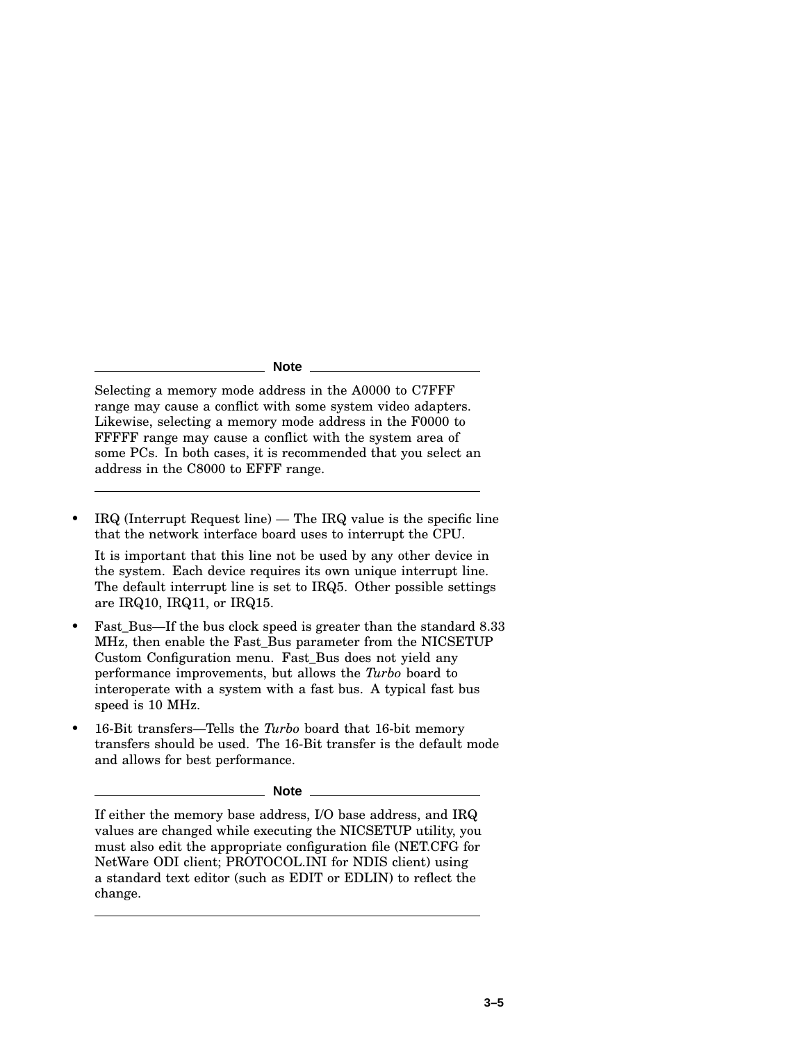**Note**

Selecting a memory mode address in the A0000 to C7FFF range may cause a conflict with some system video adapters. Likewise, selecting a memory mode address in the F0000 to FFFFF range may cause a conflict with the system area of some PCs. In both cases, it is recommended that you select an address in the C8000 to EFFF range.

---

- IRQ (Interrupt Request line) — The IRQ value is the specific line that the network interface board uses to interrupt the CPU.

  It is important that this line not be used by any other device in the system. Each device requires its own unique interrupt line. The default interrupt line is set to IRQ5. Other possible settings are IRQ10, IRQ11, or IRQ15.

- Fast_Bus—If the bus clock speed is greater than the standard 8.33 MHz, then enable the Fast_Bus parameter from the NICSETUP Custom Configuration menu. Fast_Bus does not yield any performance improvements, but allows the *Turbo* board to interoperate with a system with a fast bus. A typical fast bus speed is 10 MHz.

- 16-Bit transfers—Tells the *Turbo* board that 16-bit memory transfers should be used. The 16-Bit transfer is the default mode and allows for best performance.

**Note**

If either the memory base address, I/O base address, and IRQ values are changed while executing the NICSETUP utility, you must also edit the appropriate configuration file (NET.CFG for NetWare ODI client; PROTOCOL.INI for NDIS client) using a standard text editor (such as EDIT or EDLIN) to reflect the change.

---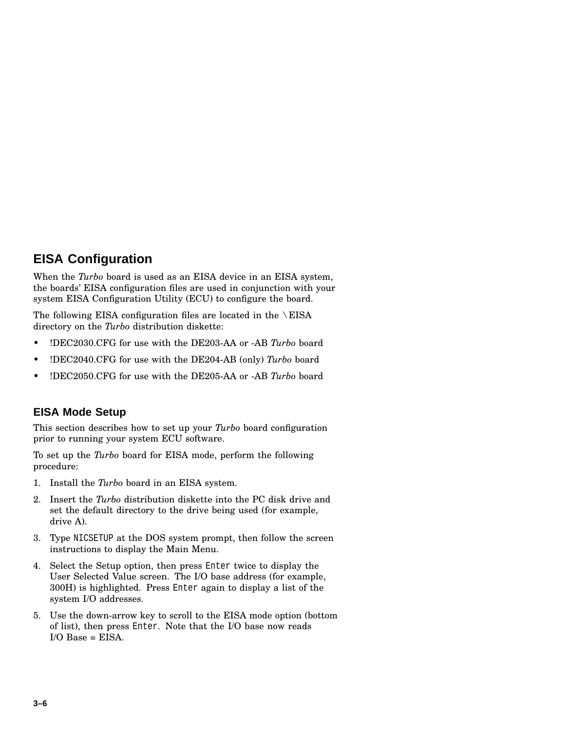## EISA Configuration

When the *Turbo* board is used as an EISA device in an EISA system, the boards' EISA configuration files are used in conjunction with your system EISA Configuration Utility (ECU) to configure the board.

The following EISA configuration files are located in the \EISA directory on the *Turbo* distribution diskette:

- !DEC2030.CFG for use with the DE203-AA or -AB *Turbo* board
- !DEC2040.CFG for use with the DE204-AB (only) *Turbo* board
- !DEC2050.CFG for use with the DE205-AA or -AB *Turbo* board

### EISA Mode Setup

This section describes how to set up your *Turbo* board configuration prior to running your system ECU software.

To set up the *Turbo* board for EISA mode, perform the following procedure:

1. Install the *Turbo* board in an EISA system.
2. Insert the *Turbo* distribution diskette into the PC disk drive and set the default directory to the drive being used (for example, drive A).
3. Type `NICSETUP` at the DOS system prompt, then follow the screen instructions to display the Main Menu.
4. Select the Setup option, then press `Enter` twice to display the User Selected Value screen. The I/O base address (for example, 300H) is highlighted. Press `Enter` again to display a list of the system I/O addresses.
5. Use the down-arrow key to scroll to the EISA mode option (bottom of list), then press `Enter`. Note that the I/O base now reads I/O Base = EISA.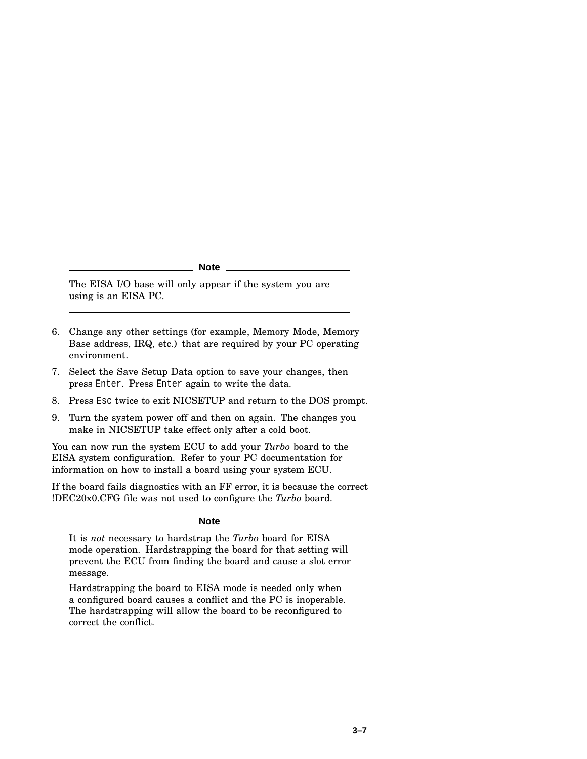**Note**

The EISA I/O base will only appear if the system you are using is an EISA PC.

---

6. Change any other settings (for example, Memory Mode, Memory Base address, IRQ, etc.) that are required by your PC operating environment.
7. Select the Save Setup Data option to save your changes, then press `Enter`. Press `Enter` again to write the data.
8. Press `Esc` twice to exit NICSETUP and return to the DOS prompt.
9. Turn the system power off and then on again. The changes you make in NICSETUP take effect only after a cold boot.

You can now run the system ECU to add your *Turbo* board to the EISA system configuration. Refer to your PC documentation for information on how to install a board using your system ECU.

If the board fails diagnostics with an FF error, it is because the correct !DEC20x0.CFG file was not used to configure the *Turbo* board.

**Note**

It is *not* necessary to hardstrap the *Turbo* board for EISA mode operation. Hardstrapping the board for that setting will prevent the ECU from finding the board and cause a slot error message.

Hardstrapping the board to EISA mode is needed only when a configured board causes a conflict and the PC is inoperable. The hardstrapping will allow the board to be reconfigured to correct the conflict.

---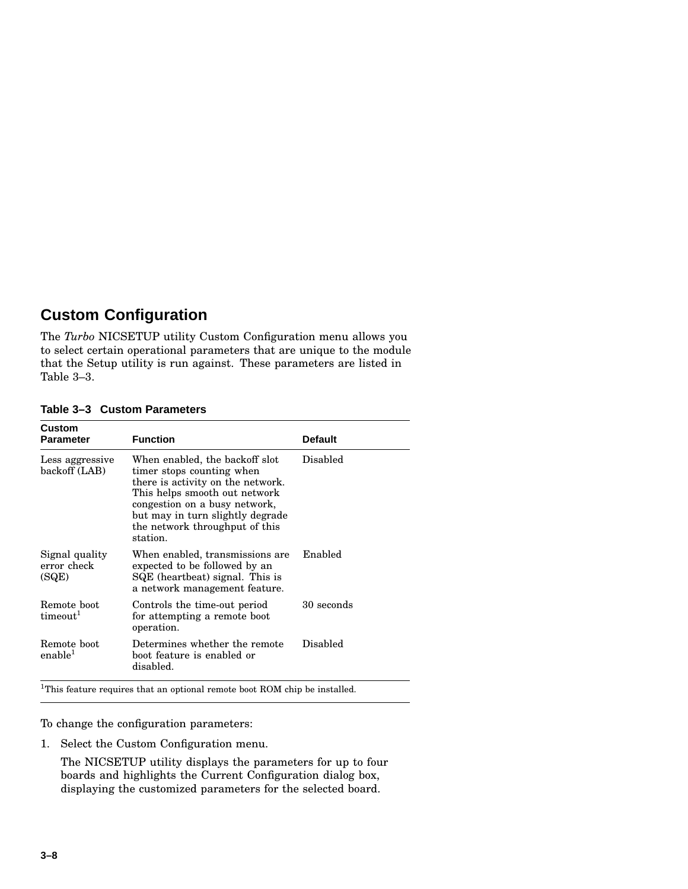## Custom Configuration

The *Turbo* NICSETUP utility Custom Configuration menu allows you to select certain operational parameters that are unique to the module that the Setup utility is run against. These parameters are listed in Table 3–3.

**Table 3–3 Custom Parameters**

| Custom Parameter | Function | Default |
|---|---|---|
| Less aggressive backoff (LAB) | When enabled, the backoff slot timer stops counting when there is activity on the network. This helps smooth out network congestion on a busy network, but may in turn slightly degrade the network throughput of this station. | Disabled |
| Signal quality error check (SQE) | When enabled, transmissions are expected to be followed by an SQE (heartbeat) signal. This is a network management feature. | Enabled |
| Remote boot timeout[1] | Controls the time-out period for attempting a remote boot operation. | 30 seconds |
| Remote boot enable[1] | Determines whether the remote boot feature is enabled or disabled. | Disabled |

[1]This feature requires that an optional remote boot ROM chip be installed.

To change the configuration parameters:

1. Select the Custom Configuration menu.

   The NICSETUP utility displays the parameters for up to four boards and highlights the Current Configuration dialog box, displaying the customized parameters for the selected board.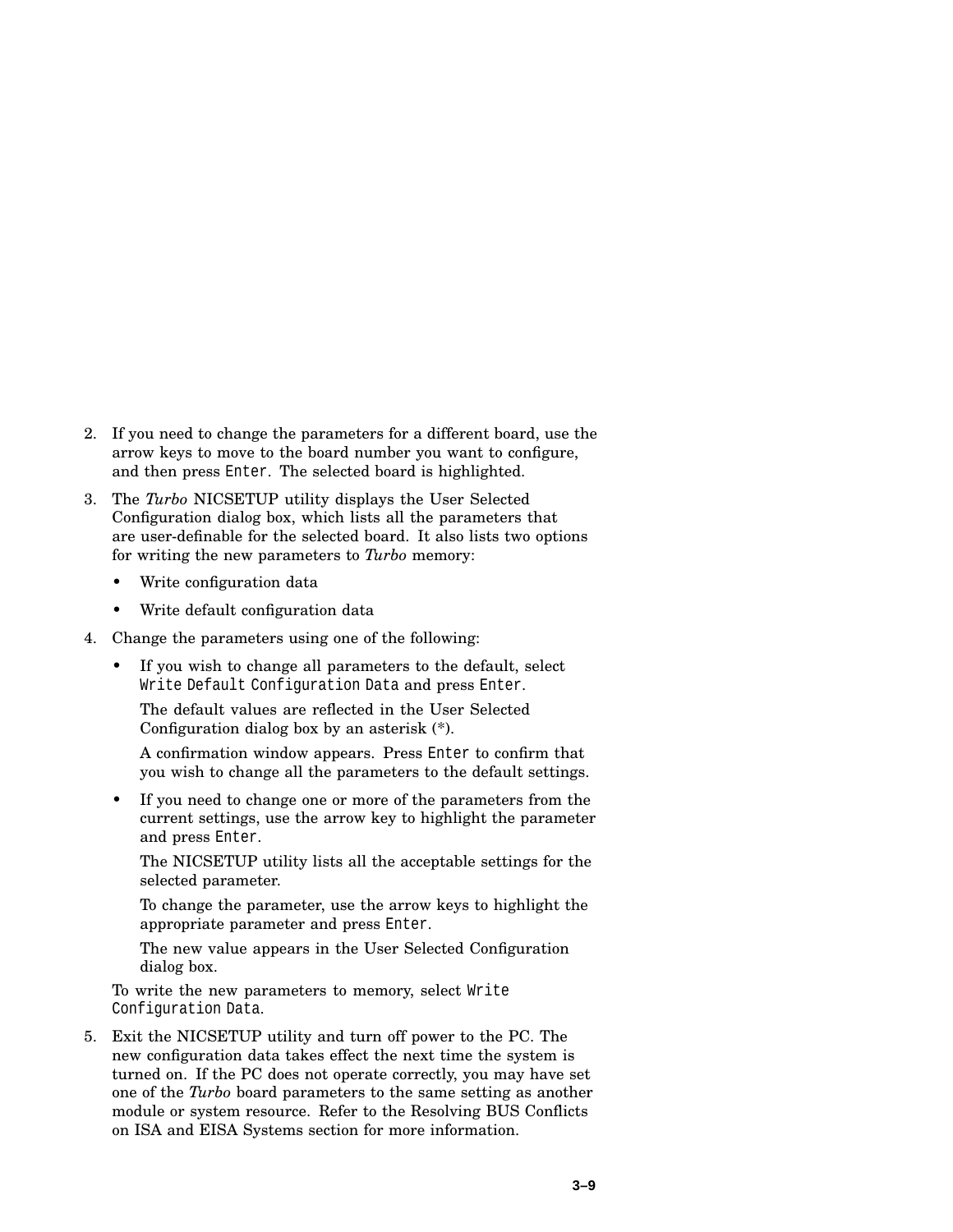2. If you need to change the parameters for a different board, use the arrow keys to move to the board number you want to configure, and then press `Enter`. The selected board is highlighted.

3. The *Turbo* NICSETUP utility displays the User Selected Configuration dialog box, which lists all the parameters that are user-definable for the selected board. It also lists two options for writing the new parameters to *Turbo* memory:

   - Write configuration data
   - Write default configuration data

4. Change the parameters using one of the following:

   - If you wish to change all parameters to the default, select `Write Default Configuration Data` and press `Enter`.

     The default values are reflected in the User Selected Configuration dialog box by an asterisk (*).

     A confirmation window appears. Press `Enter` to confirm that you wish to change all the parameters to the default settings.

   - If you need to change one or more of the parameters from the current settings, use the arrow key to highlight the parameter and press `Enter`.

     The NICSETUP utility lists all the acceptable settings for the selected parameter.

     To change the parameter, use the arrow keys to highlight the appropriate parameter and press `Enter`.

     The new value appears in the User Selected Configuration dialog box.

   To write the new parameters to memory, select `Write Configuration Data`.

5. Exit the NICSETUP utility and turn off power to the PC. The new configuration data takes effect the next time the system is turned on. If the PC does not operate correctly, you may have set one of the *Turbo* board parameters to the same setting as another module or system resource. Refer to the Resolving BUS Conflicts on ISA and EISA Systems section for more information.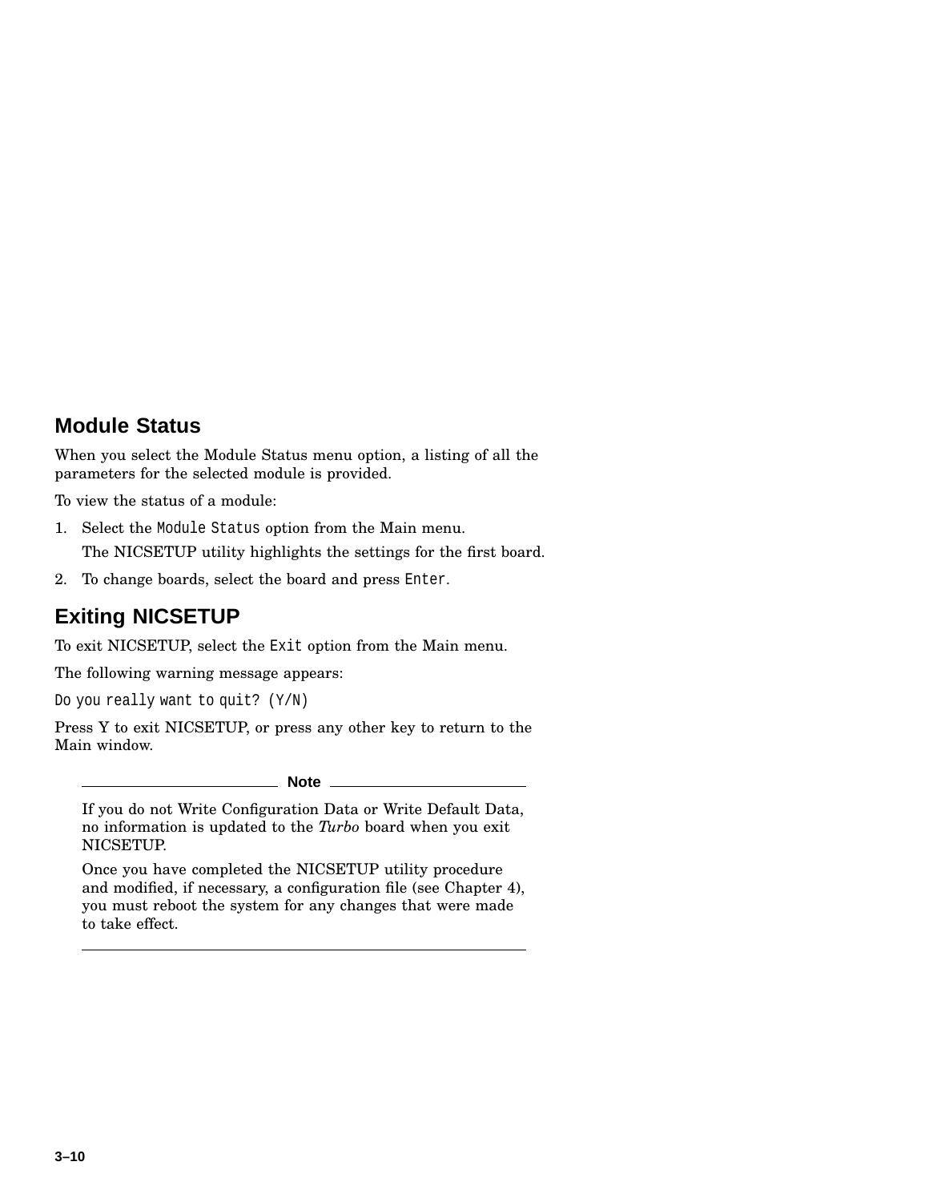## Module Status

When you select the Module Status menu option, a listing of all the parameters for the selected module is provided.

To view the status of a module:

1. Select the `Module Status` option from the Main menu.

   The NICSETUP utility highlights the settings for the first board.

2. To change boards, select the board and press `Enter`.

## Exiting NICSETUP

To exit NICSETUP, select the `Exit` option from the Main menu.

The following warning message appears:

```
Do you really want to quit? (Y/N)
```

Press Y to exit NICSETUP, or press any other key to return to the Main window.

---

**Note**

If you do not Write Configuration Data or Write Default Data, no information is updated to the *Turbo* board when you exit NICSETUP.

Once you have completed the NICSETUP utility procedure and modified, if necessary, a configuration file (see Chapter 4), you must reboot the system for any changes that were made to take effect.

---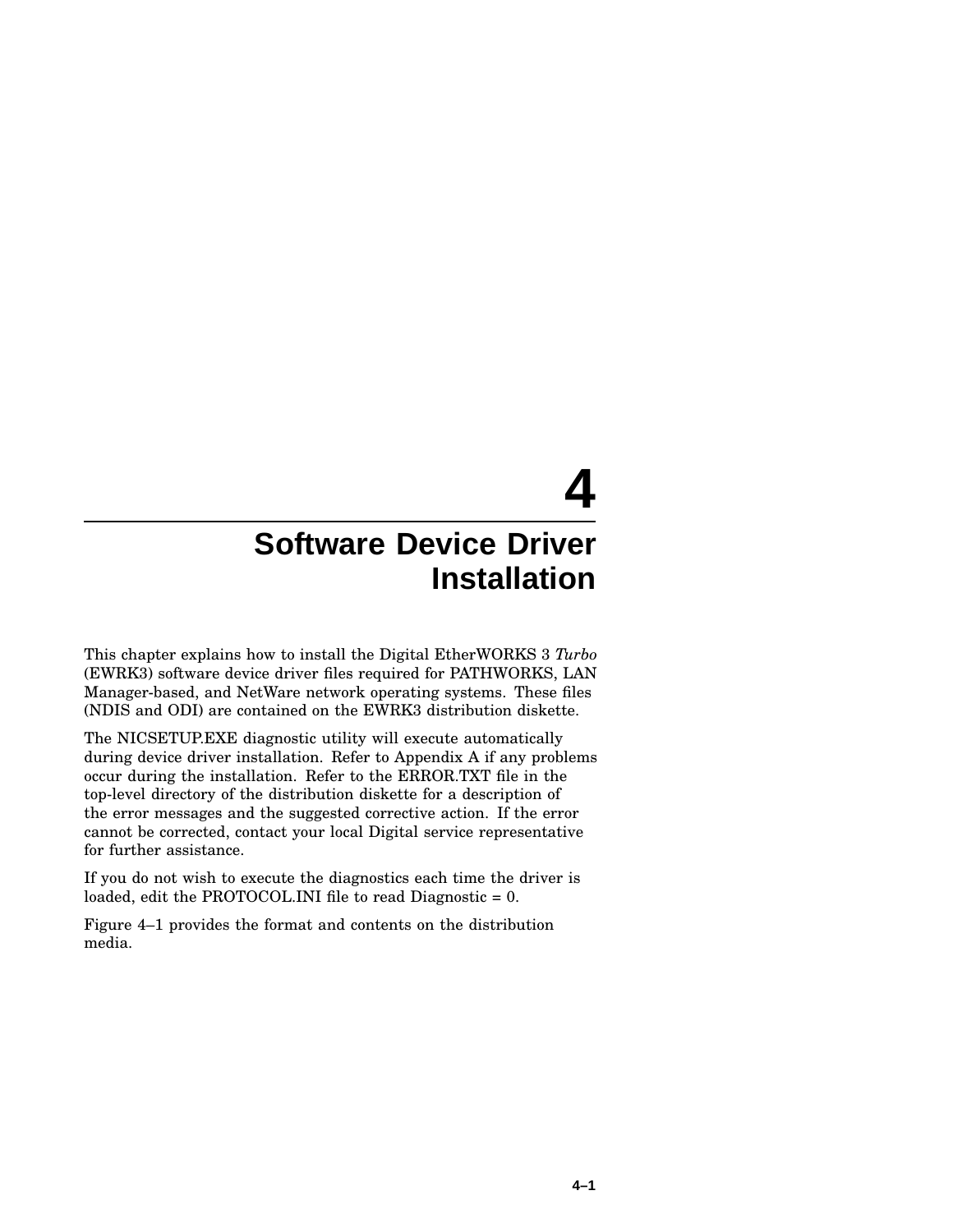# 4 Software Device Driver Installation

This chapter explains how to install the Digital EtherWORKS 3 *Turbo* (EWRK3) software device driver files required for PATHWORKS, LAN Manager-based, and NetWare network operating systems. These files (NDIS and ODI) are contained on the EWRK3 distribution diskette.

The NICSETUP.EXE diagnostic utility will execute automatically during device driver installation. Refer to Appendix A if any problems occur during the installation. Refer to the ERROR.TXT file in the top-level directory of the distribution diskette for a description of the error messages and the suggested corrective action. If the error cannot be corrected, contact your local Digital service representative for further assistance.

If you do not wish to execute the diagnostics each time the driver is loaded, edit the PROTOCOL.INI file to read Diagnostic = 0.

Figure 4–1 provides the format and contents on the distribution media.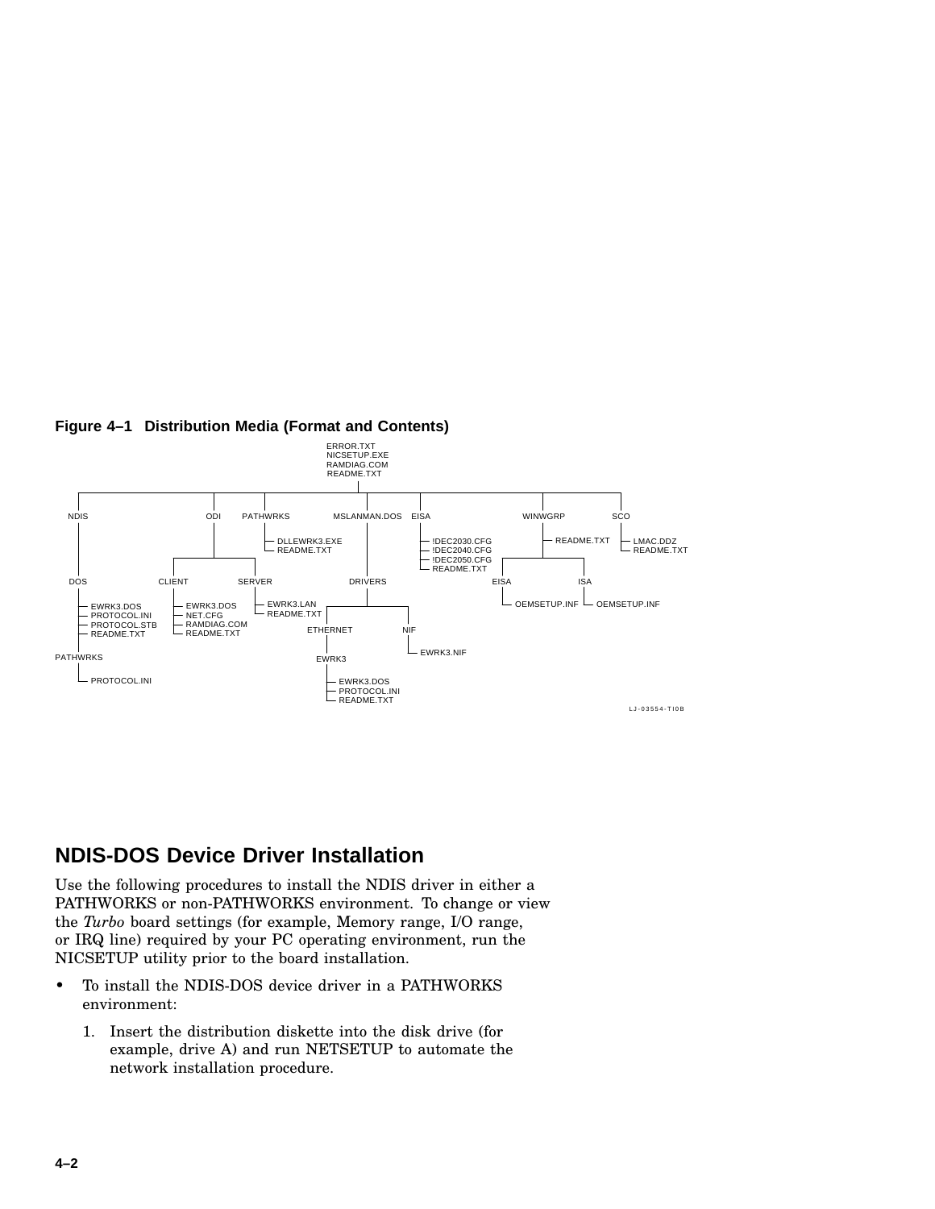**Figure 4–1 Distribution Media (Format and Contents)**

```
(root)
├── ERROR.TXT
├── NICSETUP.EXE
├── RAMDIAG.COM
├── README.TXT
├── NDIS
│   └── DOS
│       ├── EWRK3.DOS
│       ├── PROTOCOL.INI
│       ├── PROTOCOL.STB
│       ├── README.TXT
│       └── PATHWRKS
│           └── PROTOCOL.INI
├── ODI
│   ├── CLIENT
│   │   ├── EWRK3.DOS
│   │   ├── NET.CFG
│   │   ├── RAMDIAG.COM
│   │   └── README.TXT
│   └── SERVER
│       ├── EWRK3.LAN
│       └── README.TXT
├── PATHWRKS
│   ├── DLLEWRK3.EXE
│   └── README.TXT
├── MSLANMAN.DOS
│   └── DRIVERS
│       ├── ETHERNET
│       │   └── EWRK3
│       │       ├── EWRK3.DOS
│       │       ├── PROTOCOL.INI
│       │       └── README.TXT
│       └── NIF
│           └── EWRK3.NIF
├── EISA
│   ├── !DEC2030.CFG
│   ├── !DEC2040.CFG
│   ├── !DEC2050.CFG
│   └── README.TXT
├── WINWGRP
│   ├── README.TXT
│   ├── EISA
│   │   └── OEMSETUP.INF
│   └── ISA
│       └── OEMSETUP.INF
└── SCO
    ├── LMAC.DDZ
    └── README.TXT
```

LJ-03554-TI0B

## NDIS-DOS Device Driver Installation

Use the following procedures to install the NDIS driver in either a PATHWORKS or non-PATHWORKS environment. To change or view the *Turbo* board settings (for example, Memory range, I/O range, or IRQ line) required by your PC operating environment, run the NICSETUP utility prior to the board installation.

- To install the NDIS-DOS device driver in a PATHWORKS environment:

  1. Insert the distribution diskette into the disk drive (for example, drive A) and run NETSETUP to automate the network installation procedure.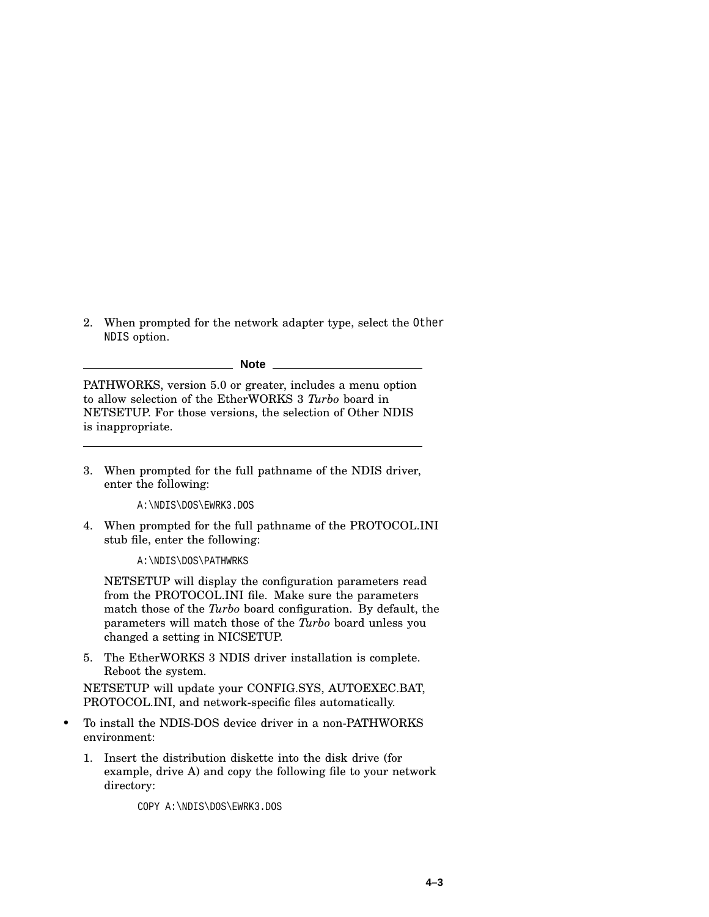2. When prompted for the network adapter type, select the `Other NDIS` option.

---

**Note**

PATHWORKS, version 5.0 or greater, includes a menu option to allow selection of the EtherWORKS 3 *Turbo* board in NETSETUP. For those versions, the selection of Other NDIS is inappropriate.

---

3. When prompted for the full pathname of the NDIS driver, enter the following:

   ```
   A:\NDIS\DOS\EWRK3.DOS
   ```

4. When prompted for the full pathname of the PROTOCOL.INI stub file, enter the following:

   ```
   A:\NDIS\DOS\PATHWRKS
   ```

   NETSETUP will display the configuration parameters read from the PROTOCOL.INI file. Make sure the parameters match those of the *Turbo* board configuration. By default, the parameters will match those of the *Turbo* board unless you changed a setting in NICSETUP.

5. The EtherWORKS 3 NDIS driver installation is complete. Reboot the system.

NETSETUP will update your CONFIG.SYS, AUTOEXEC.BAT, PROTOCOL.INI, and network-specific files automatically.

- To install the NDIS-DOS device driver in a non-PATHWORKS environment:

  1. Insert the distribution diskette into the disk drive (for example, drive A) and copy the following file to your network directory:

     ```
     COPY A:\NDIS\DOS\EWRK3.DOS
     ```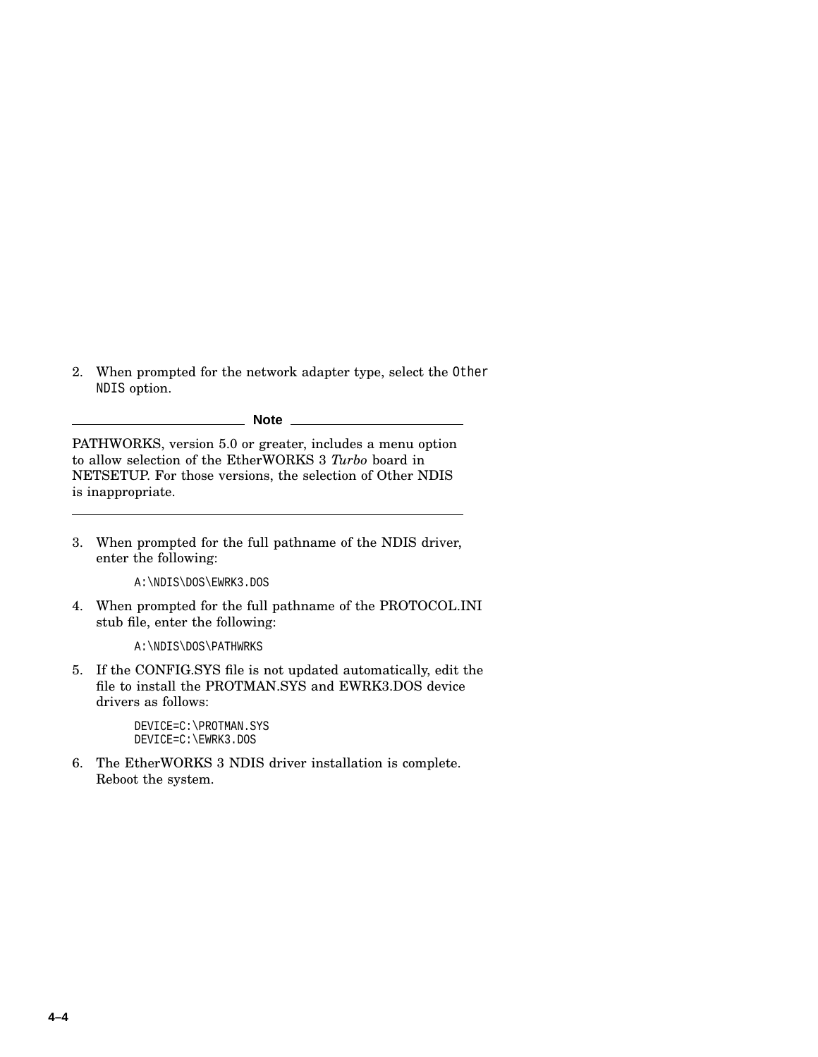2. When prompted for the network adapter type, select the `Other NDIS` option.

**Note**

PATHWORKS, version 5.0 or greater, includes a menu option to allow selection of the EtherWORKS 3 *Turbo* board in NETSETUP. For those versions, the selection of Other NDIS is inappropriate.

---

3. When prompted for the full pathname of the NDIS driver, enter the following:

   ```
   A:\NDIS\DOS\EWRK3.DOS
   ```

4. When prompted for the full pathname of the PROTOCOL.INI stub file, enter the following:

   ```
   A:\NDIS\DOS\PATHWRKS
   ```

5. If the CONFIG.SYS file is not updated automatically, edit the file to install the PROTMAN.SYS and EWRK3.DOS device drivers as follows:

   ```
   DEVICE=C:\PROTMAN.SYS
   DEVICE=C:\EWRK3.DOS
   ```

6. The EtherWORKS 3 NDIS driver installation is complete. Reboot the system.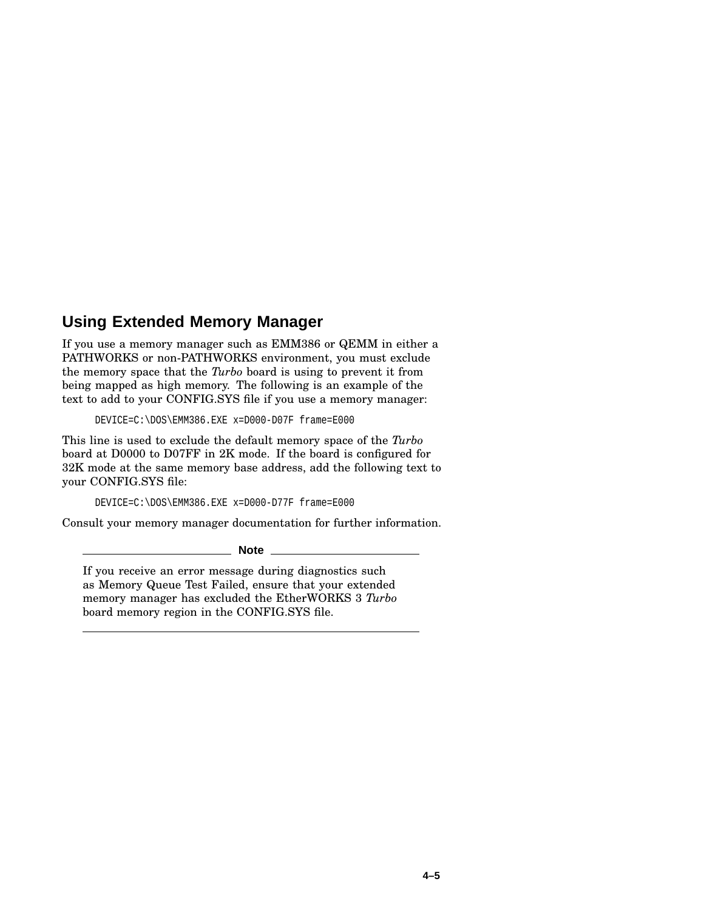## Using Extended Memory Manager

If you use a memory manager such as EMM386 or QEMM in either a PATHWORKS or non-PATHWORKS environment, you must exclude the memory space that the *Turbo* board is using to prevent it from being mapped as high memory. The following is an example of the text to add to your CONFIG.SYS file if you use a memory manager:

```
DEVICE=C:\DOS\EMM386.EXE x=D000-D07F frame=E000
```

This line is used to exclude the default memory space of the *Turbo* board at D0000 to D07FF in 2K mode. If the board is configured for 32K mode at the same memory base address, add the following text to your CONFIG.SYS file:

```
DEVICE=C:\DOS\EMM386.EXE x=D000-D77F frame=E000
```

Consult your memory manager documentation for further information.

**Note**

If you receive an error message during diagnostics such as Memory Queue Test Failed, ensure that your extended memory manager has excluded the EtherWORKS 3 *Turbo* board memory region in the CONFIG.SYS file.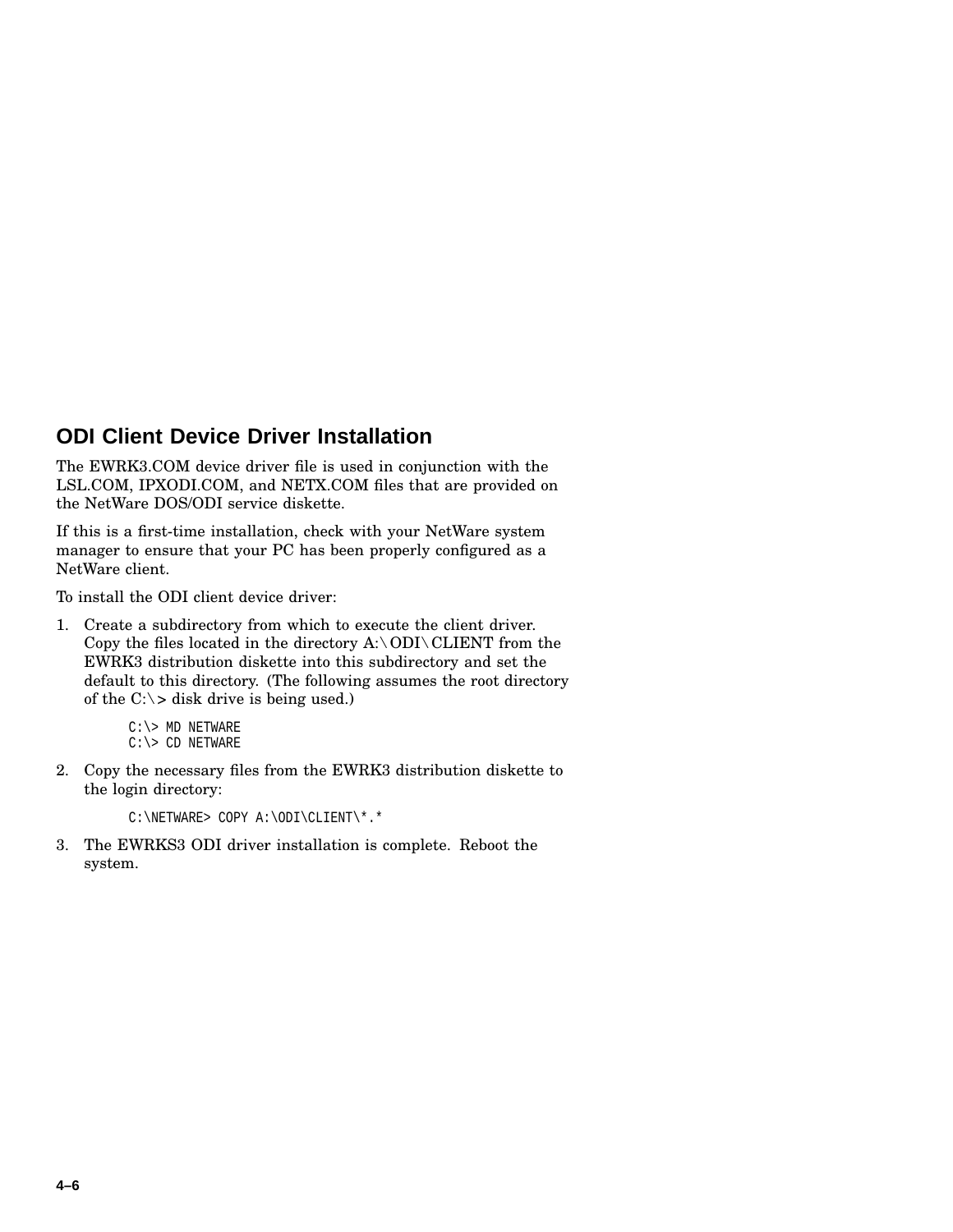## ODI Client Device Driver Installation

The EWRK3.COM device driver file is used in conjunction with the LSL.COM, IPXODI.COM, and NETX.COM files that are provided on the NetWare DOS/ODI service diskette.

If this is a first-time installation, check with your NetWare system manager to ensure that your PC has been properly configured as a NetWare client.

To install the ODI client device driver:

1. Create a subdirectory from which to execute the client driver. Copy the files located in the directory A:\ODI\CLIENT from the EWRK3 distribution diskette into this subdirectory and set the default to this directory. (The following assumes the root directory of the C:\> disk drive is being used.)

   ```
   C:\> MD NETWARE
   C:\> CD NETWARE
   ```

2. Copy the necessary files from the EWRK3 distribution diskette to the login directory:

   ```
   C:\NETWARE> COPY A:\ODI\CLIENT\*.*
   ```

3. The EWRKS3 ODI driver installation is complete. Reboot the system.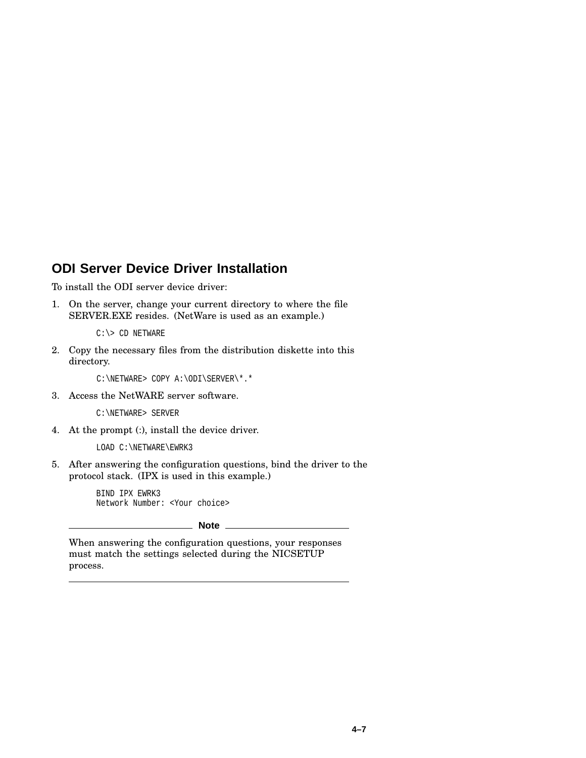## ODI Server Device Driver Installation

To install the ODI server device driver:

1. On the server, change your current directory to where the file SERVER.EXE resides. (NetWare is used as an example.)

   ```
   C:\> CD NETWARE
   ```

2. Copy the necessary files from the distribution diskette into this directory.

   ```
   C:\NETWARE> COPY A:\ODI\SERVER\*.*
   ```

3. Access the NetWARE server software.

   ```
   C:\NETWARE> SERVER
   ```

4. At the prompt (:), install the device driver.

   ```
   LOAD C:\NETWARE\EWRK3
   ```

5. After answering the configuration questions, bind the driver to the protocol stack. (IPX is used in this example.)

   ```
   BIND IPX EWRK3
   Network Number: <Your choice>
   ```

---

**Note**

When answering the configuration questions, your responses must match the settings selected during the NICSETUP process.

---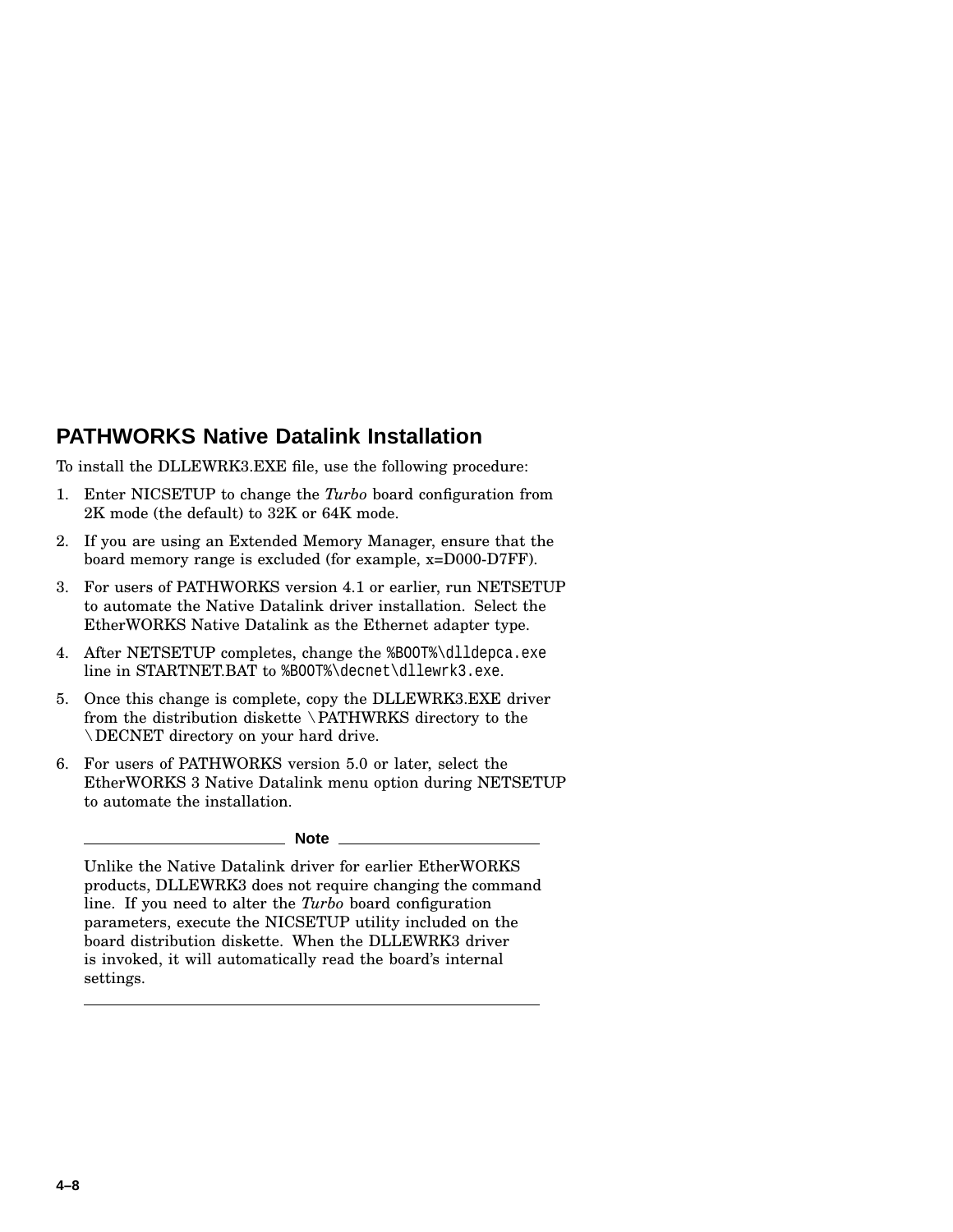## PATHWORKS Native Datalink Installation

To install the DLLEWRK3.EXE file, use the following procedure:

1. Enter NICSETUP to change the *Turbo* board configuration from 2K mode (the default) to 32K or 64K mode.
2. If you are using an Extended Memory Manager, ensure that the board memory range is excluded (for example, x=D000-D7FF).
3. For users of PATHWORKS version 4.1 or earlier, run NETSETUP to automate the Native Datalink driver installation. Select the EtherWORKS Native Datalink as the Ethernet adapter type.
4. After NETSETUP completes, change the `%BOOT%\dlldepca.exe` line in STARTNET.BAT to `%BOOT%\decnet\dllewrk3.exe`.
5. Once this change is complete, copy the DLLEWRK3.EXE driver from the distribution diskette \PATHWRKS directory to the \DECNET directory on your hard drive.
6. For users of PATHWORKS version 5.0 or later, select the EtherWORKS 3 Native Datalink menu option during NETSETUP to automate the installation.

**Note**

Unlike the Native Datalink driver for earlier EtherWORKS products, DLLEWRK3 does not require changing the command line. If you need to alter the *Turbo* board configuration parameters, execute the NICSETUP utility included on the board distribution diskette. When the DLLEWRK3 driver is invoked, it will automatically read the board's internal settings.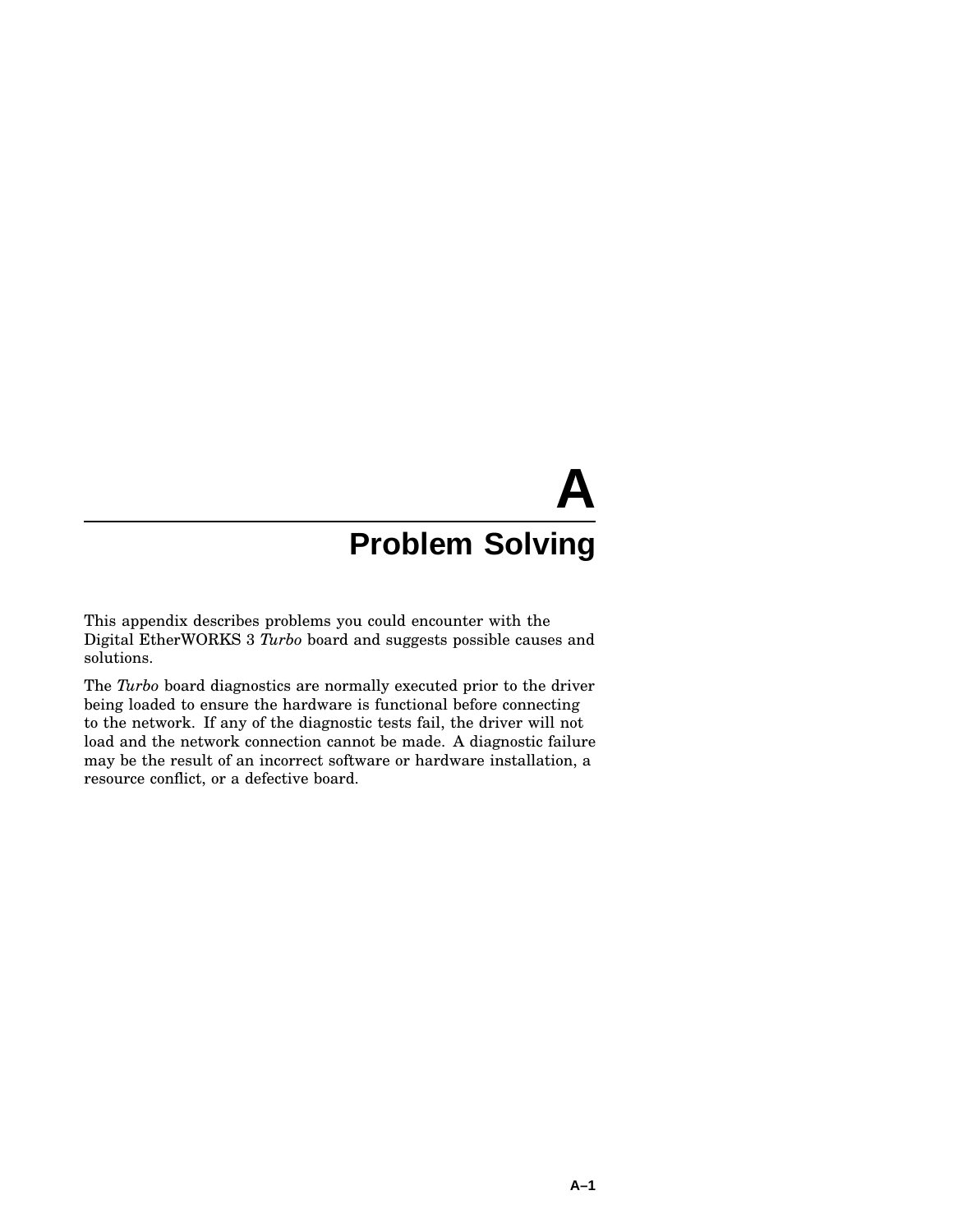# A Problem Solving

This appendix describes problems you could encounter with the Digital EtherWORKS 3 *Turbo* board and suggests possible causes and solutions.

The *Turbo* board diagnostics are normally executed prior to the driver being loaded to ensure the hardware is functional before connecting to the network. If any of the diagnostic tests fail, the driver will not load and the network connection cannot be made. A diagnostic failure may be the result of an incorrect software or hardware installation, a resource conflict, or a defective board.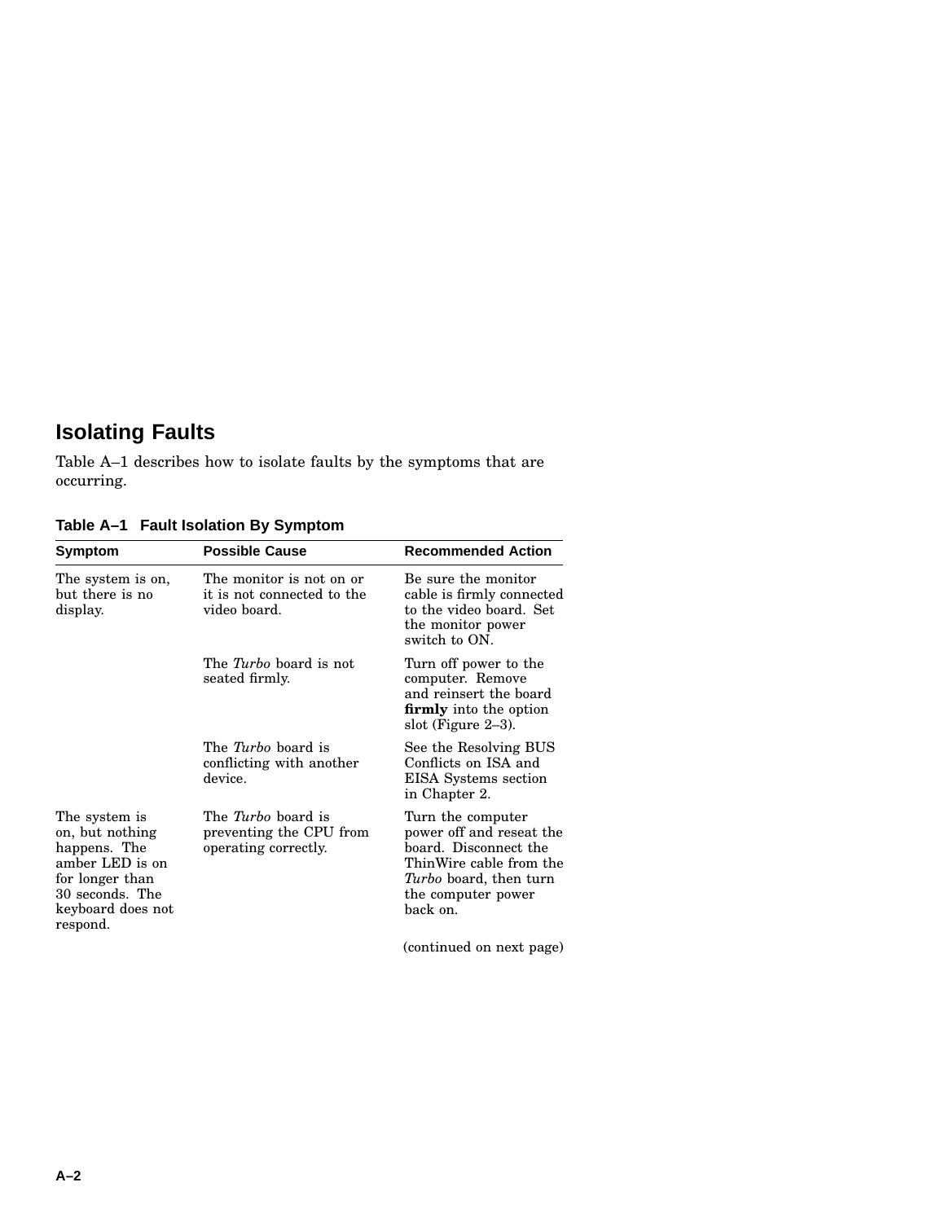## Isolating Faults

Table A–1 describes how to isolate faults by the symptoms that are occurring.

**Table A–1 Fault Isolation By Symptom**

| Symptom | Possible Cause | Recommended Action |
|---|---|---|
| The system is on, but there is no display. | The monitor is not on or it is not connected to the video board. | Be sure the monitor cable is firmly connected to the video board. Set the monitor power switch to ON. |
| | The *Turbo* board is not seated firmly. | Turn off power to the computer. Remove and reinsert the board **firmly** into the option slot (Figure 2–3). |
| | The *Turbo* board is conflicting with another device. | See the Resolving BUS Conflicts on ISA and EISA Systems section in Chapter 2. |
| The system is on, but nothing happens. The amber LED is on for longer than 30 seconds. The keyboard does not respond. | The *Turbo* board is preventing the CPU from operating correctly. | Turn the computer power off and reseat the board. Disconnect the ThinWire cable from the *Turbo* board, then turn the computer power back on. |

(continued on next page)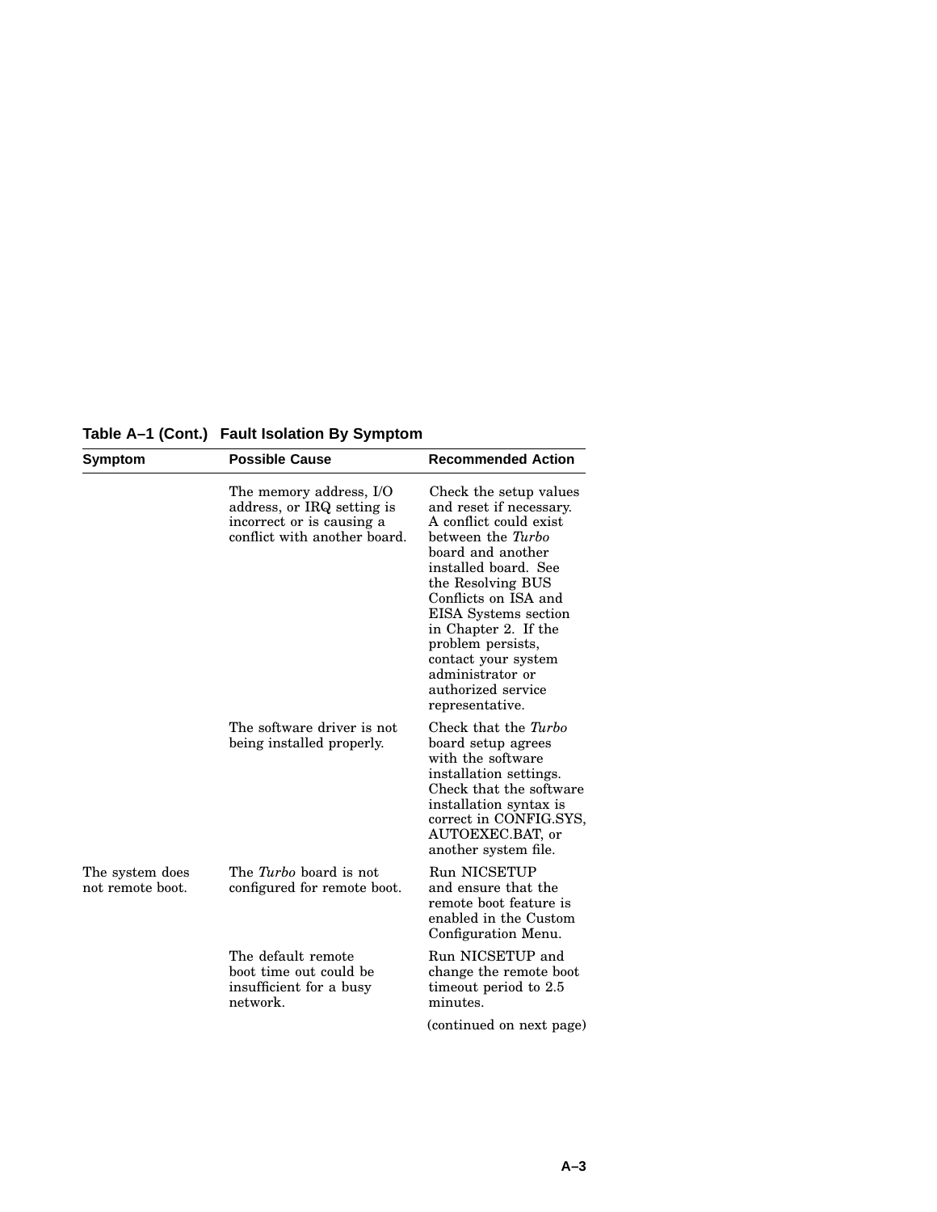**Table A–1 (Cont.) Fault Isolation By Symptom**

| Symptom | Possible Cause | Recommended Action |
|---|---|---|
| | The memory address, I/O address, or IRQ setting is incorrect or is causing a conflict with another board. | Check the setup values and reset if necessary. A conflict could exist between the *Turbo* board and another installed board. See the Resolving BUS Conflicts on ISA and EISA Systems section in Chapter 2. If the problem persists, contact your system administrator or authorized service representative. |
| | The software driver is not being installed properly. | Check that the *Turbo* board setup agrees with the software installation settings. Check that the software installation syntax is correct in CONFIG.SYS, AUTOEXEC.BAT, or another system file. |
| The system does not remote boot. | The *Turbo* board is not configured for remote boot. | Run NICSETUP and ensure that the remote boot feature is enabled in the Custom Configuration Menu. |
| | The default remote boot time out could be insufficient for a busy network. | Run NICSETUP and change the remote boot timeout period to 2.5 minutes. |

(continued on next page)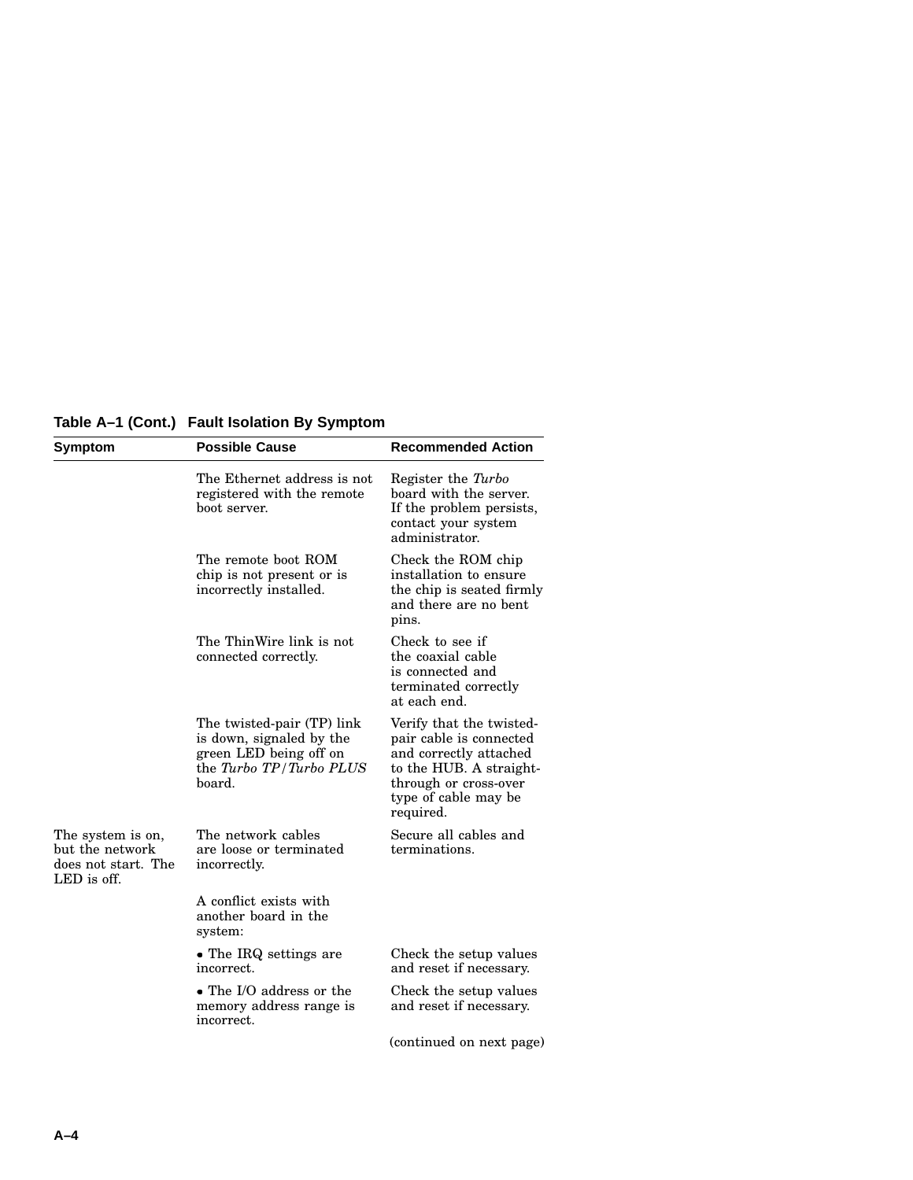**Table A–1 (Cont.) Fault Isolation By Symptom**

| Symptom | Possible Cause | Recommended Action |
|---|---|---|
| | The Ethernet address is not registered with the remote boot server. | Register the *Turbo* board with the server. If the problem persists, contact your system administrator. |
| | The remote boot ROM chip is not present or is incorrectly installed. | Check the ROM chip installation to ensure the chip is seated firmly and there are no bent pins. |
| | The ThinWire link is not connected correctly. | Check to see if the coaxial cable is connected and terminated correctly at each end. |
| | The twisted-pair (TP) link is down, signaled by the green LED being off on the *Turbo TP*/*Turbo PLUS* board. | Verify that the twisted-pair cable is connected and correctly attached to the HUB. A straight-through or cross-over type of cable may be required. |
| The system is on, but the network does not start. The LED is off. | The network cables are loose or terminated incorrectly. | Secure all cables and terminations. |
| | A conflict exists with another board in the system: | |
| | • The IRQ settings are incorrect. | Check the setup values and reset if necessary. |
| | • The I/O address or the memory address range is incorrect. | Check the setup values and reset if necessary. |

(continued on next page)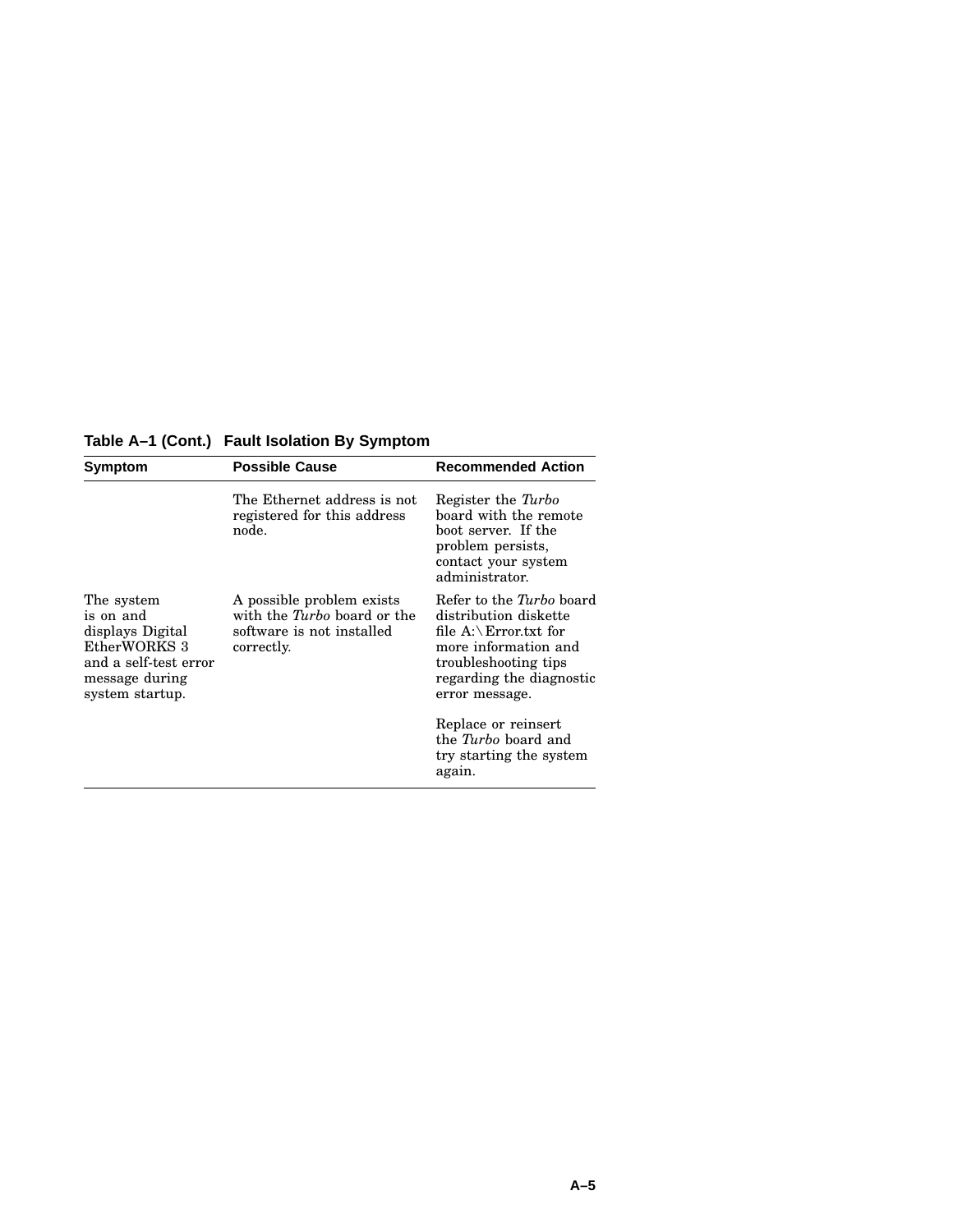**Table A–1 (Cont.) Fault Isolation By Symptom**

| Symptom | Possible Cause | Recommended Action |
|---|---|---|
| | The Ethernet address is not registered for this address node. | Register the *Turbo* board with the remote boot server. If the problem persists, contact your system administrator. |
| The system is on and displays Digital EtherWORKS 3 and a self-test error message during system startup. | A possible problem exists with the *Turbo* board or the software is not installed correctly. | Refer to the *Turbo* board distribution diskette file A:\Error.txt for more information and troubleshooting tips regarding the diagnostic error message.<br><br>Replace or reinsert the *Turbo* board and try starting the system again. |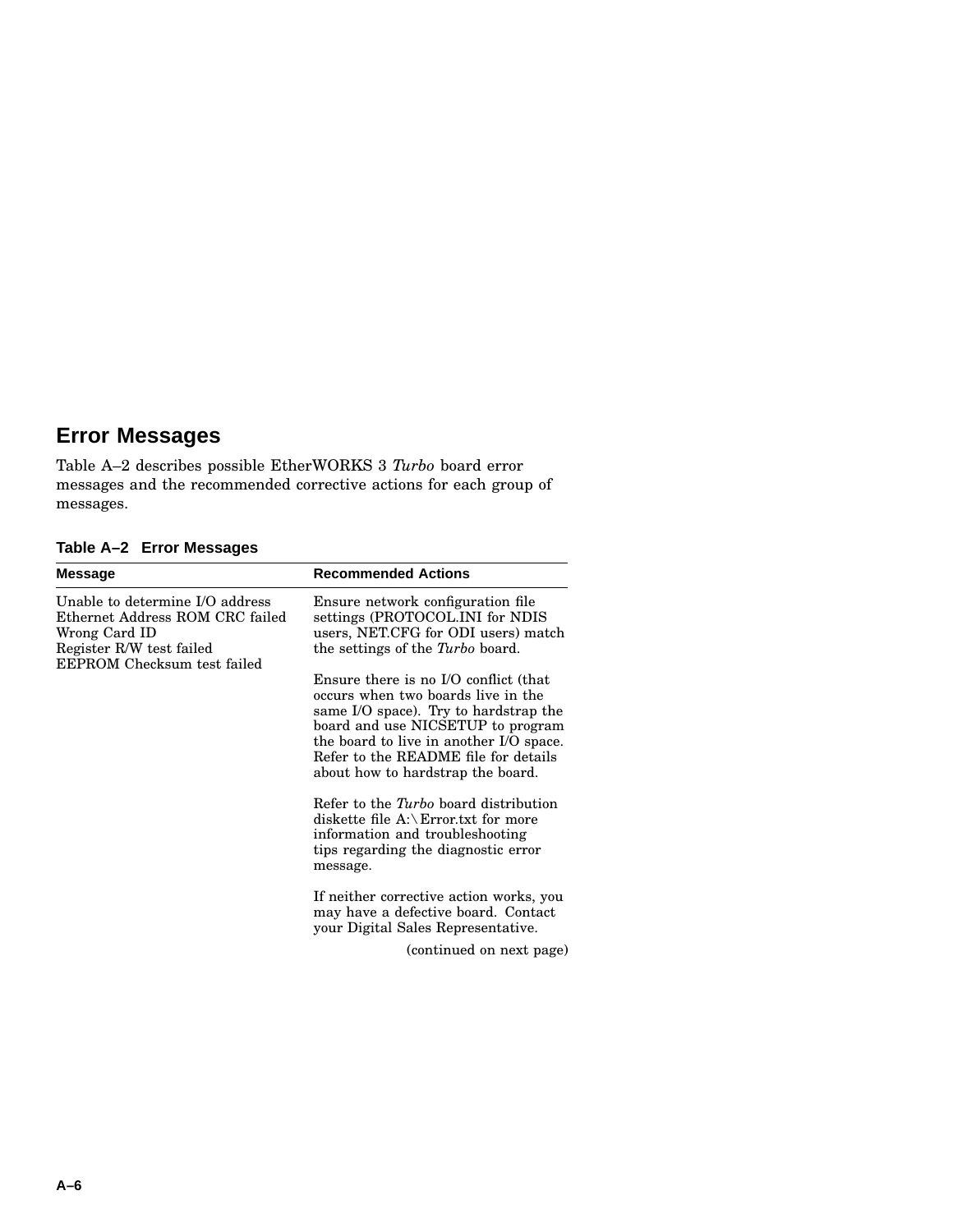## Error Messages

Table A–2 describes possible EtherWORKS 3 *Turbo* board error messages and the recommended corrective actions for each group of messages.

**Table A–2 Error Messages**

| Message | Recommended Actions |
|---|---|
| Unable to determine I/O address<br>Ethernet Address ROM CRC failed<br>Wrong Card ID<br>Register R/W test failed<br>EEPROM Checksum test failed | Ensure network configuration file settings (PROTOCOL.INI for NDIS users, NET.CFG for ODI users) match the settings of the *Turbo* board.<br><br>Ensure there is no I/O conflict (that occurs when two boards live in the same I/O space). Try to hardstrap the board and use NICSETUP to program the board to live in another I/O space. Refer to the README file for details about how to hardstrap the board.<br><br>Refer to the *Turbo* board distribution diskette file A:\Error.txt for more information and troubleshooting tips regarding the diagnostic error message.<br><br>If neither corrective action works, you may have a defective board. Contact your Digital Sales Representative. |

(continued on next page)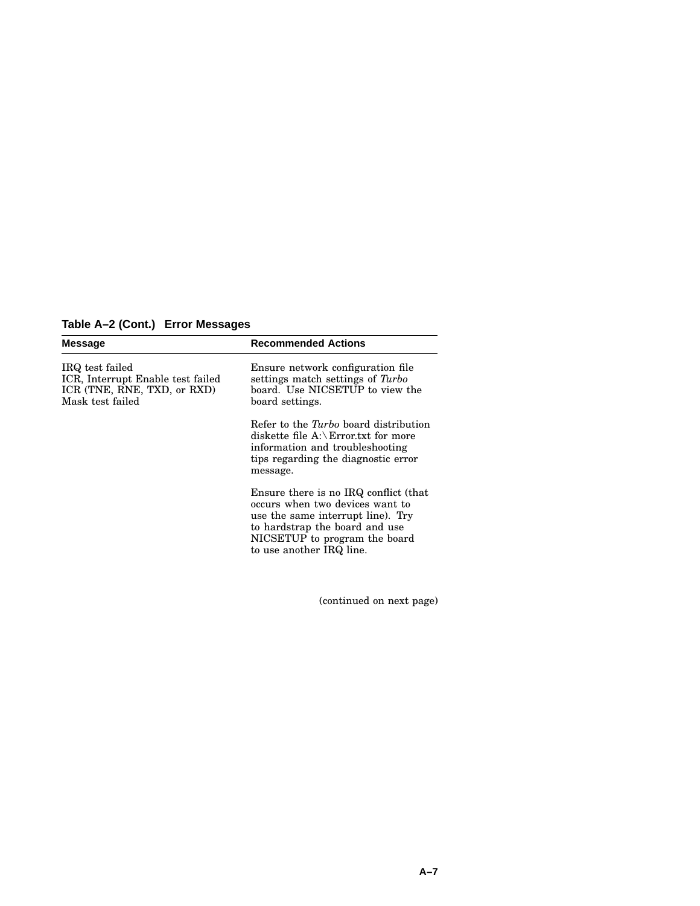**Table A–2 (Cont.) Error Messages**

| Message | Recommended Actions |
| --- | --- |
| IRQ test failed<br>ICR, Interrupt Enable test failed<br>ICR (TNE, RNE, TXD, or RXD) Mask test failed | Ensure network configuration file settings match settings of *Turbo* board. Use NICSETUP to view the board settings.<br><br>Refer to the *Turbo* board distribution diskette file A:\Error.txt for more information and troubleshooting tips regarding the diagnostic error message.<br><br>Ensure there is no IRQ conflict (that occurs when two devices want to use the same interrupt line). Try to hardstrap the board and use NICSETUP to program the board to use another IRQ line. |

(continued on next page)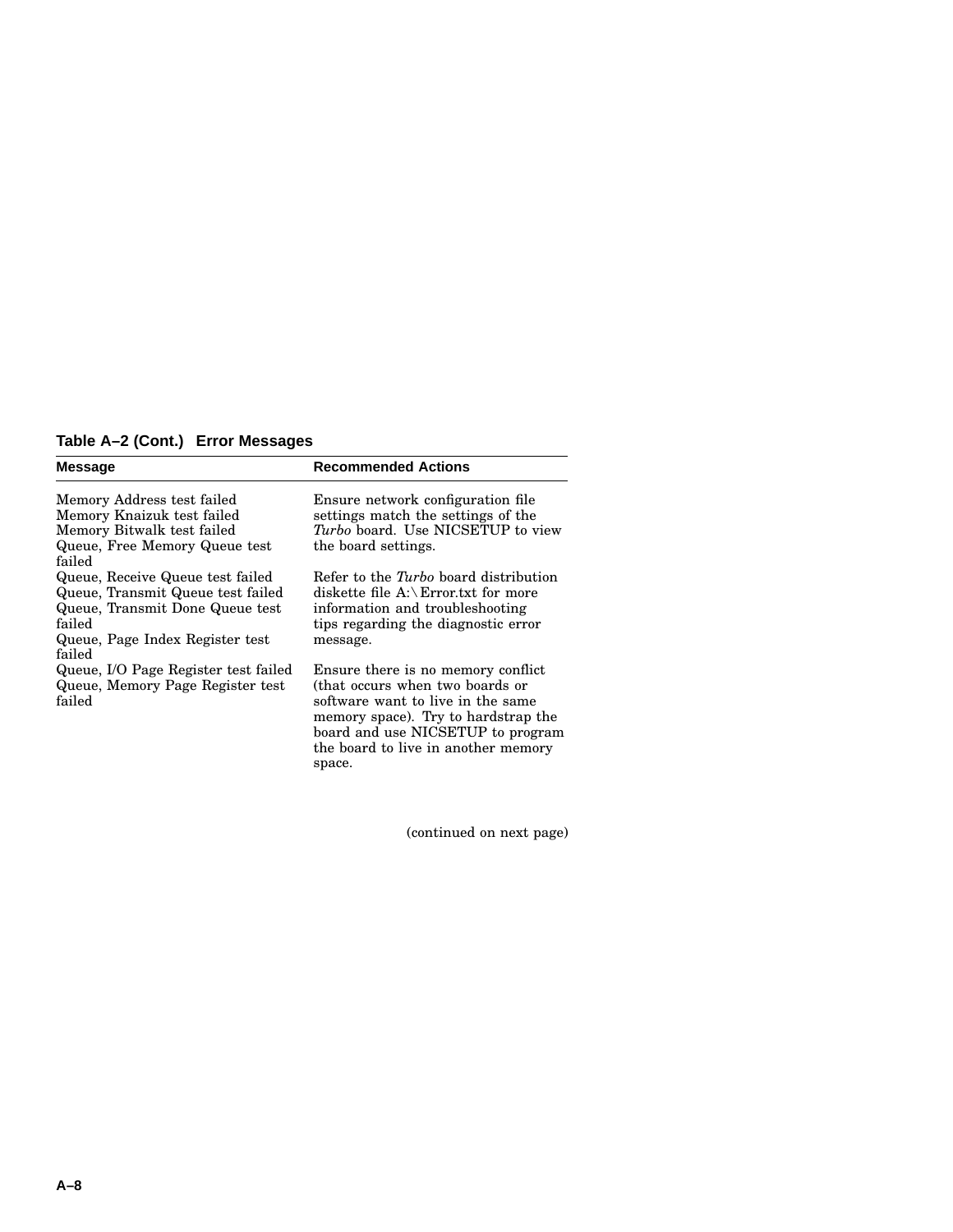**Table A–2 (Cont.) Error Messages**

| Message | Recommended Actions |
|---|---|
| Memory Address test failed<br>Memory Knaizuk test failed<br>Memory Bitwalk test failed<br>Queue, Free Memory Queue test failed<br>Queue, Receive Queue test failed<br>Queue, Transmit Queue test failed<br>Queue, Transmit Done Queue test failed<br>Queue, Page Index Register test failed<br>Queue, I/O Page Register test failed<br>Queue, Memory Page Register test failed | Ensure network configuration file settings match the settings of the *Turbo* board. Use NICSETUP to view the board settings.<br><br>Refer to the *Turbo* board distribution diskette file A:\Error.txt for more information and troubleshooting tips regarding the diagnostic error message.<br><br>Ensure there is no memory conflict (that occurs when two boards or software want to live in the same memory space). Try to hardstrap the board and use NICSETUP to program the board to live in another memory space. |

(continued on next page)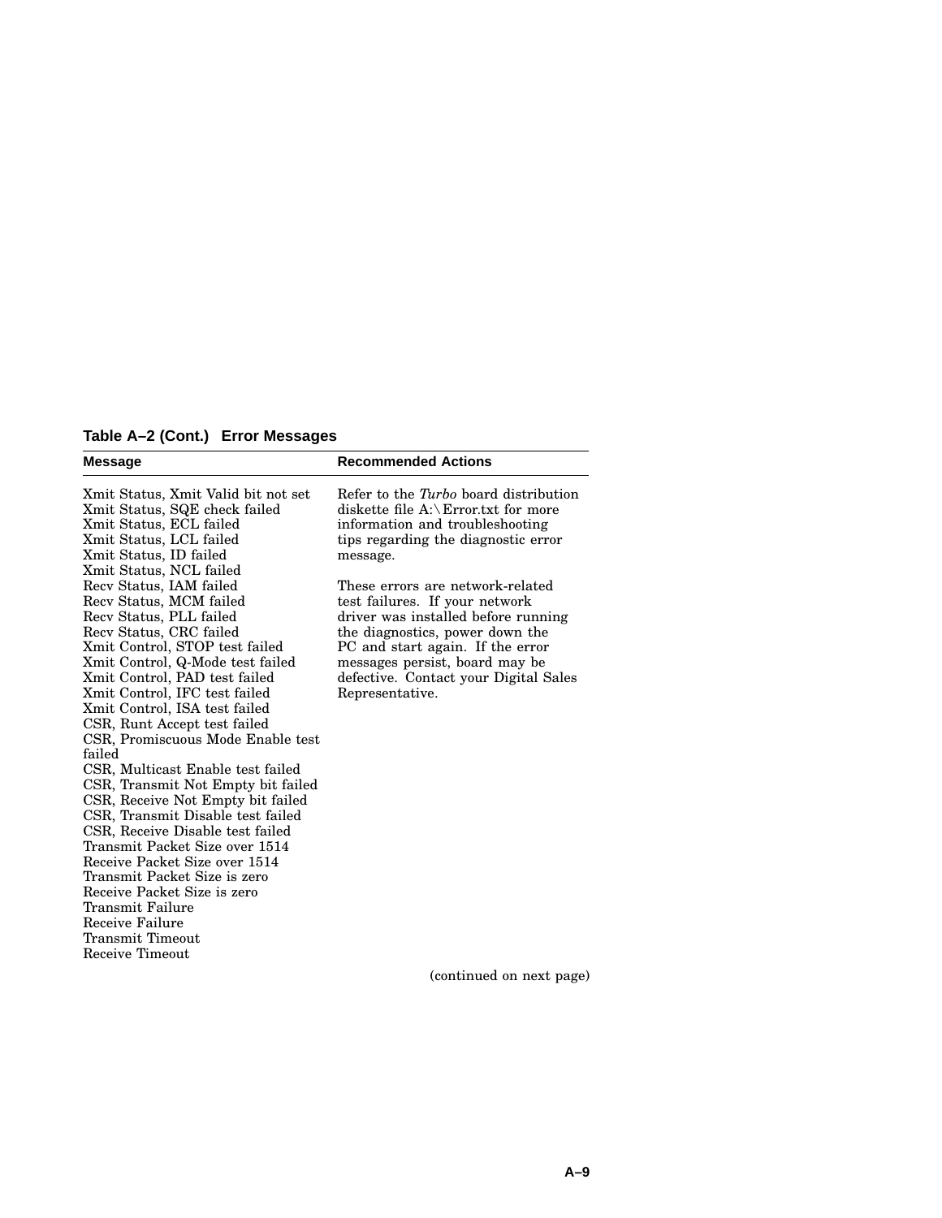**Table A–2 (Cont.) Error Messages**

| Message | Recommended Actions |
|---|---|
| Xmit Status, Xmit Valid bit not set<br>Xmit Status, SQE check failed<br>Xmit Status, ECL failed<br>Xmit Status, LCL failed<br>Xmit Status, ID failed<br>Xmit Status, NCL failed<br>Recv Status, IAM failed<br>Recv Status, MCM failed<br>Recv Status, PLL failed<br>Recv Status, CRC failed<br>Xmit Control, STOP test failed<br>Xmit Control, Q-Mode test failed<br>Xmit Control, PAD test failed<br>Xmit Control, IFC test failed<br>Xmit Control, ISA test failed<br>CSR, Runt Accept test failed<br>CSR, Promiscuous Mode Enable test failed<br>CSR, Multicast Enable test failed<br>CSR, Transmit Not Empty bit failed<br>CSR, Receive Not Empty bit failed<br>CSR, Transmit Disable test failed<br>CSR, Receive Disable test failed<br>Transmit Packet Size over 1514<br>Receive Packet Size over 1514<br>Transmit Packet Size is zero<br>Receive Packet Size is zero<br>Transmit Failure<br>Receive Failure<br>Transmit Timeout<br>Receive Timeout | Refer to the *Turbo* board distribution diskette file A:\Error.txt for more information and troubleshooting tips regarding the diagnostic error message.<br><br>These errors are network-related test failures. If your network driver was installed before running the diagnostics, power down the PC and start again. If the error messages persist, board may be defective. Contact your Digital Sales Representative. |

(continued on next page)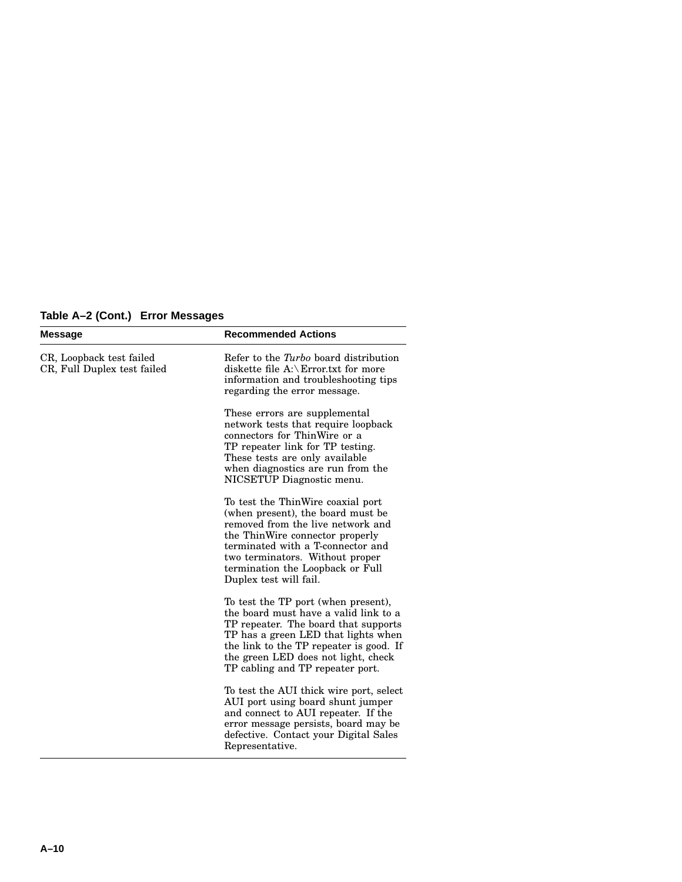**Table A–2 (Cont.) Error Messages**

| Message | Recommended Actions |
|---|---|
| CR, Loopback test failed<br>CR, Full Duplex test failed | Refer to the *Turbo* board distribution diskette file A:\Error.txt for more information and troubleshooting tips regarding the error message.<br><br>These errors are supplemental network tests that require loopback connectors for ThinWire or a TP repeater link for TP testing. These tests are only available when diagnostics are run from the NICSETUP Diagnostic menu.<br><br>To test the ThinWire coaxial port (when present), the board must be removed from the live network and the ThinWire connector properly terminated with a T-connector and two terminators. Without proper termination the Loopback or Full Duplex test will fail.<br><br>To test the TP port (when present), the board must have a valid link to a TP repeater. The board that supports TP has a green LED that lights when the link to the TP repeater is good. If the green LED does not light, check TP cabling and TP repeater port.<br><br>To test the AUI thick wire port, select AUI port using board shunt jumper and connect to AUI repeater. If the error message persists, board may be defective. Contact your Digital Sales Representative. |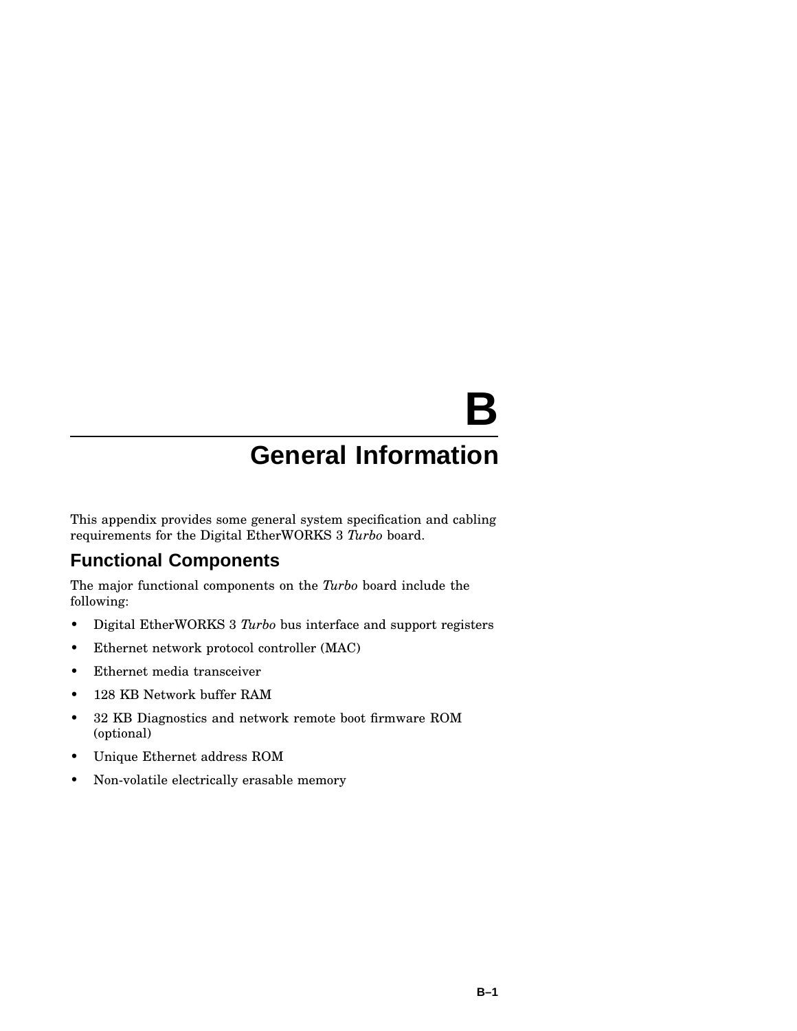# B
# General Information

This appendix provides some general system specification and cabling requirements for the Digital EtherWORKS 3 *Turbo* board.

## Functional Components

The major functional components on the *Turbo* board include the following:

- Digital EtherWORKS 3 *Turbo* bus interface and support registers
- Ethernet network protocol controller (MAC)
- Ethernet media transceiver
- 128 KB Network buffer RAM
- 32 KB Diagnostics and network remote boot firmware ROM (optional)
- Unique Ethernet address ROM
- Non-volatile electrically erasable memory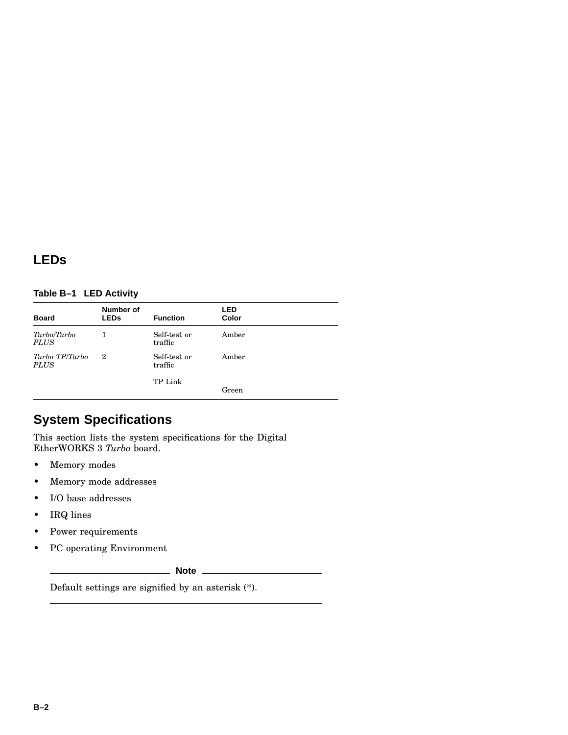## LEDs

**Table B–1 LED Activity**

| Board | Number of LEDs | Function | LED Color |
|---|---|---|---|
| *Turbo*/*Turbo PLUS* | 1 | Self-test or traffic | Amber |
| *Turbo TP*/*Turbo PLUS* | 2 | Self-test or traffic | Amber |
| | | TP Link | Green |

## System Specifications

This section lists the system specifications for the Digital EtherWORKS 3 *Turbo* board.

- Memory modes
- Memory mode addresses
- I/O base addresses
- IRQ lines
- Power requirements
- PC operating Environment

**Note**

Default settings are signified by an asterisk (*).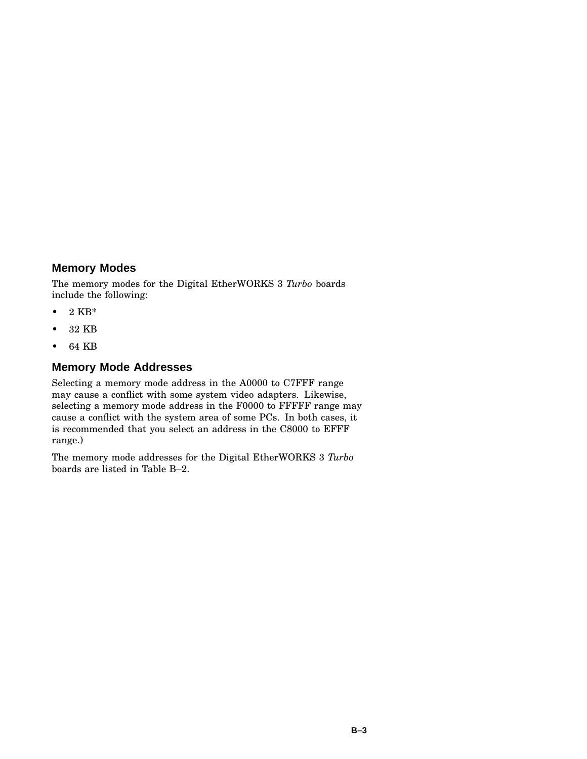## Memory Modes

The memory modes for the Digital EtherWORKS 3 *Turbo* boards include the following:

- 2 KB*
- 32 KB
- 64 KB

## Memory Mode Addresses

Selecting a memory mode address in the A0000 to C7FFF range may cause a conflict with some system video adapters. Likewise, selecting a memory mode address in the F0000 to FFFFF range may cause a conflict with the system area of some PCs. In both cases, it is recommended that you select an address in the C8000 to EFFF range.)

The memory mode addresses for the Digital EtherWORKS 3 *Turbo* boards are listed in Table B–2.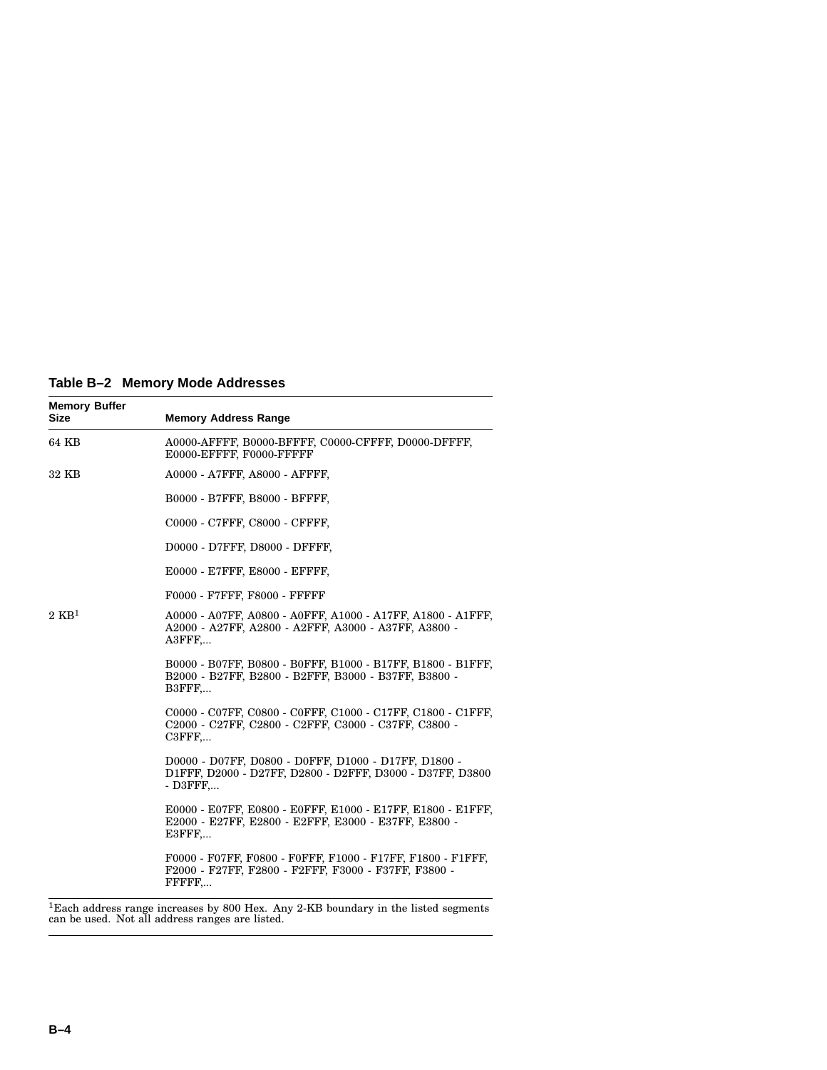**Table B–2 Memory Mode Addresses**

| Memory Buffer Size | Memory Address Range |
|---|---|
| 64 KB | A0000-AFFFF, B0000-BFFFF, C0000-CFFFF, D0000-DFFFF, E0000-EFFFF, F0000-FFFFF |
| 32 KB | A0000 - A7FFF, A8000 - AFFFF, |
| | B0000 - B7FFF, B8000 - BFFFF, |
| | C0000 - C7FFF, C8000 - CFFFF, |
| | D0000 - D7FFF, D8000 - DFFFF, |
| | E0000 - E7FFF, E8000 - EFFFF, |
| | F0000 - F7FFF, F8000 - FFFFF |
| 2 KB[1] | A0000 - A07FF, A0800 - A0FFF, A1000 - A17FF, A1800 - A1FFF, A2000 - A27FF, A2800 - A2FFF, A3000 - A37FF, A3800 - A3FFF,... |
| | B0000 - B07FF, B0800 - B0FFF, B1000 - B17FF, B1800 - B1FFF, B2000 - B27FF, B2800 - B2FFF, B3000 - B37FF, B3800 - B3FFF,... |
| | C0000 - C07FF, C0800 - C0FFF, C1000 - C17FF, C1800 - C1FFF, C2000 - C27FF, C2800 - C2FFF, C3000 - C37FF, C3800 - C3FFF,... |
| | D0000 - D07FF, D0800 - D0FFF, D1000 - D17FF, D1800 - D1FFF, D2000 - D27FF, D2800 - D2FFF, D3000 - D37FF, D3800 - D3FFF,... |
| | E0000 - E07FF, E0800 - E0FFF, E1000 - E17FF, E1800 - E1FFF, E2000 - E27FF, E2800 - E2FFF, E3000 - E37FF, E3800 - E3FFF,... |
| | F0000 - F07FF, F0800 - F0FFF, F1000 - F17FF, F1800 - F1FFF, F2000 - F27FF, F2800 - F2FFF, F3000 - F37FF, F3800 - FFFFF,... |

[1]Each address range increases by 800 Hex. Any 2-KB boundary in the listed segments can be used. Not all address ranges are listed.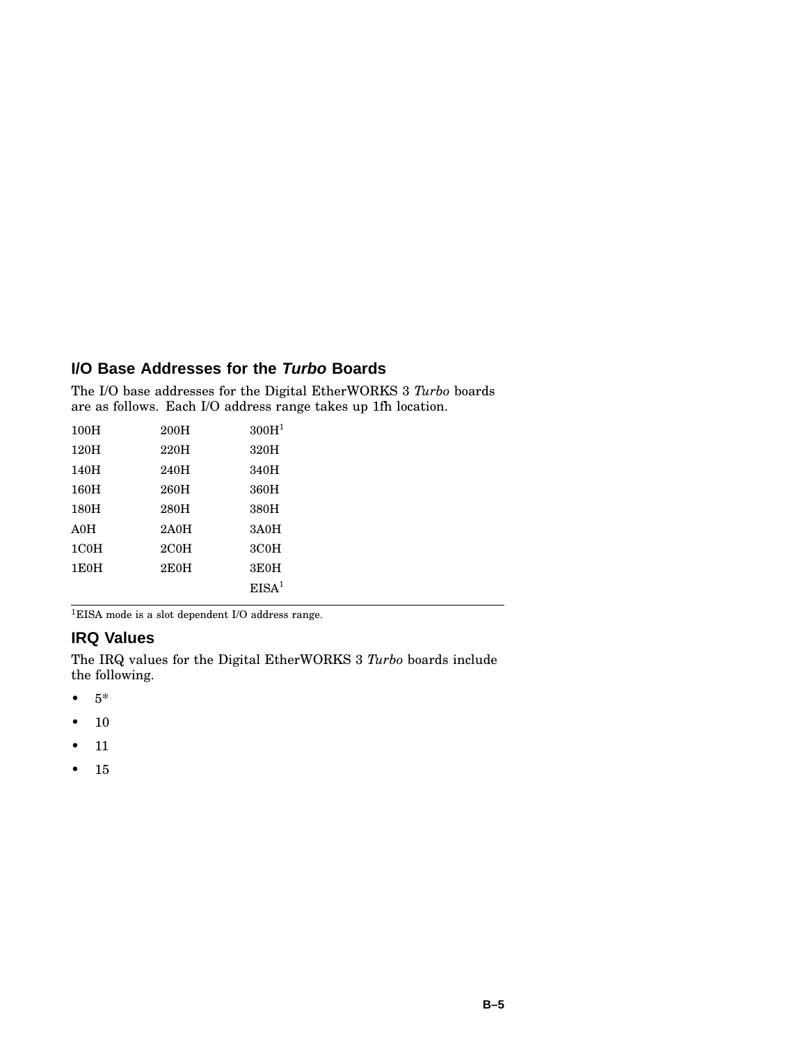## I/O Base Addresses for the *Turbo* Boards

The I/O base addresses for the Digital EtherWORKS 3 *Turbo* boards are as follows. Each I/O address range takes up 1fh location.

| | | |
|---|---|---|
| 100H | 200H | 300H[1] |
| 120H | 220H | 320H |
| 140H | 240H | 340H |
| 160H | 260H | 360H |
| 180H | 280H | 380H |
| A0H | 2A0H | 3A0H |
| 1C0H | 2C0H | 3C0H |
| 1E0H | 2E0H | 3E0H |
| | | EISA[1] |

[1]EISA mode is a slot dependent I/O address range.

## IRQ Values

The IRQ values for the Digital EtherWORKS 3 *Turbo* boards include the following.

- 5*
- 10
- 11
- 15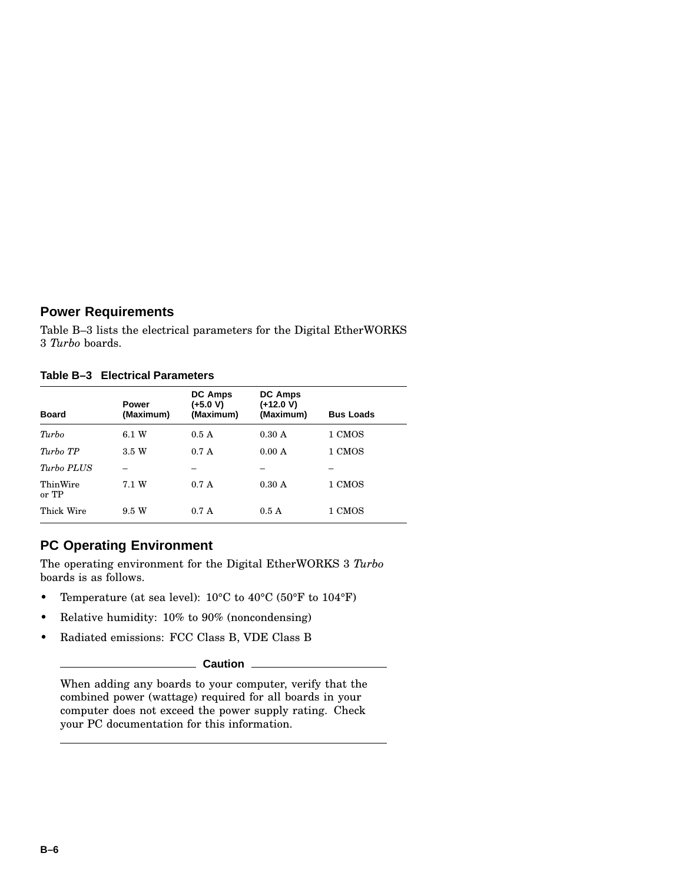## Power Requirements

Table B–3 lists the electrical parameters for the Digital EtherWORKS 3 *Turbo* boards.

**Table B–3 Electrical Parameters**

| Board | Power (Maximum) | DC Amps (+5.0 V) (Maximum) | DC Amps (+12.0 V) (Maximum) | Bus Loads |
|---|---|---|---|---|
| *Turbo* | 6.1 W | 0.5 A | 0.30 A | 1 CMOS |
| *Turbo TP* | 3.5 W | 0.7 A | 0.00 A | 1 CMOS |
| *Turbo PLUS* | – | – | – | – |
| ThinWire or TP | 7.1 W | 0.7 A | 0.30 A | 1 CMOS |
| Thick Wire | 9.5 W | 0.7 A | 0.5 A | 1 CMOS |

## PC Operating Environment

The operating environment for the Digital EtherWORKS 3 *Turbo* boards is as follows.

- Temperature (at sea level): 10°C to 40°C (50°F to 104°F)
- Relative humidity: 10% to 90% (noncondensing)
- Radiated emissions: FCC Class B, VDE Class B

**Caution**

When adding any boards to your computer, verify that the combined power (wattage) required for all boards in your computer does not exceed the power supply rating. Check your PC documentation for this information.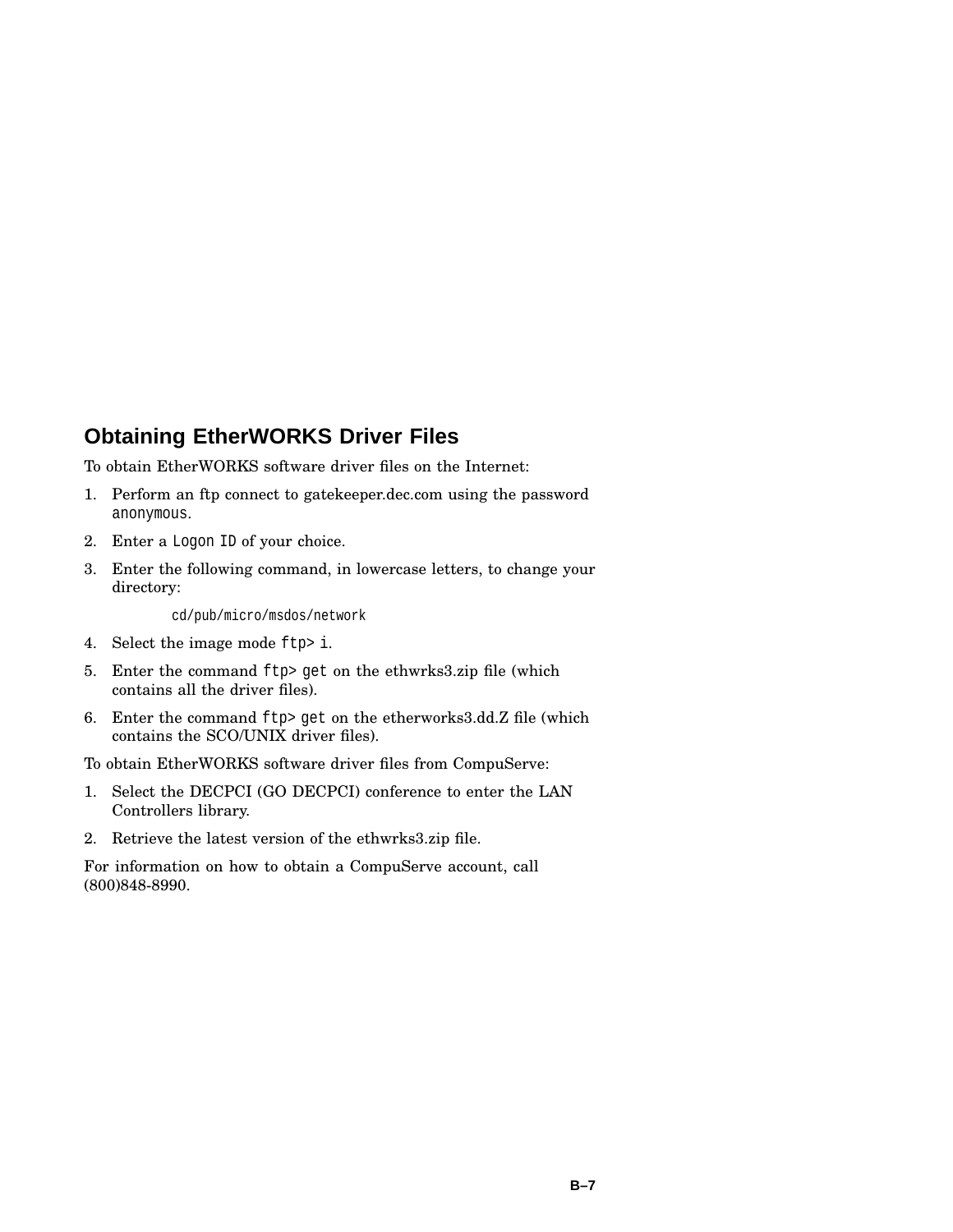## Obtaining EtherWORKS Driver Files

To obtain EtherWORKS software driver files on the Internet:

1. Perform an ftp connect to gatekeeper.dec.com using the password `anonymous`.
2. Enter a `Logon ID` of your choice.
3. Enter the following command, in lowercase letters, to change your directory:

   ```
   cd/pub/micro/msdos/network
   ```

4. Select the image mode `ftp> i`.
5. Enter the command `ftp> get` on the ethwrks3.zip file (which contains all the driver files).
6. Enter the command `ftp> get` on the etherworks3.dd.Z file (which contains the SCO/UNIX driver files).

To obtain EtherWORKS software driver files from CompuServe:

1. Select the DECPCI (GO DECPCI) conference to enter the LAN Controllers library.
2. Retrieve the latest version of the ethwrks3.zip file.

For information on how to obtain a CompuServe account, call (800)848-8990.